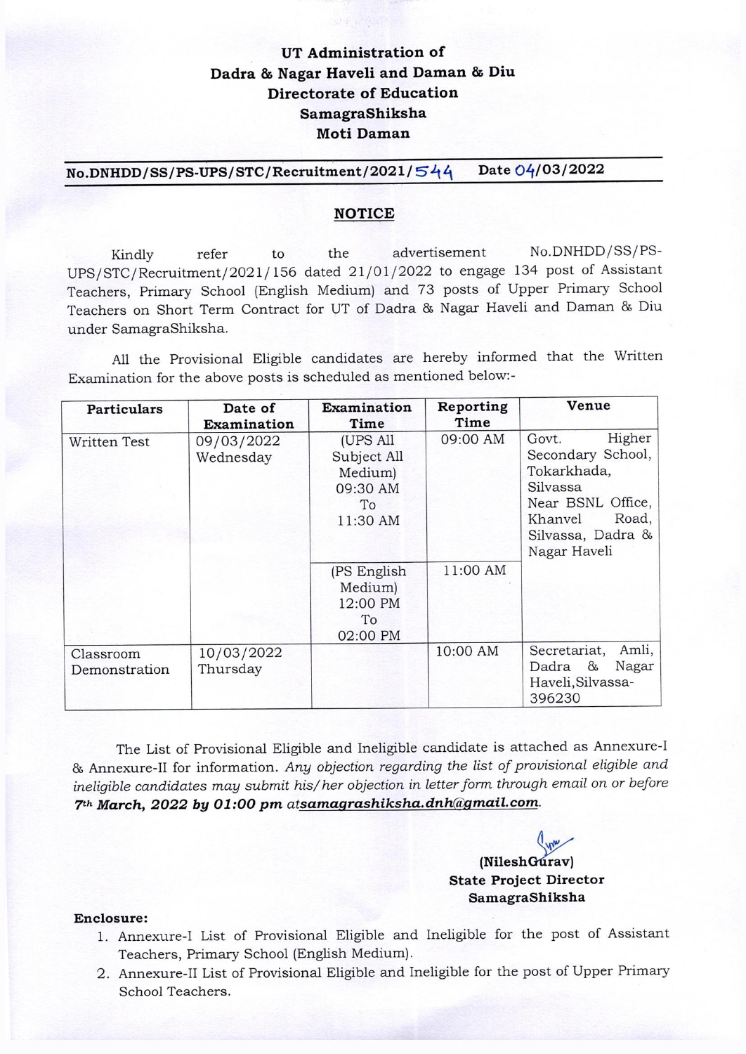# UT Administration of Dadra & Nagar Haveli and Daman & Diu
## Directorate of Education
## SamagraShiksha
## Moti Daman

**No.DNHDD/SS/PS-UPS/STC/Recruitment/2021/544** **Date 04/03/2022**

## NOTICE

Kindly refer to the advertisement No.DNHDD/SS/PS-UPS/STC/Recruitment/2021/156 dated 21/01/2022 to engage 134 post of Assistant Teachers, Primary School (English Medium) and 73 posts of Upper Primary School Teachers on Short Term Contract for UT of Dadra & Nagar Haveli and Daman & Diu under SamagraShiksha.

All the Provisional Eligible candidates are hereby informed that the Written Examination for the above posts is scheduled as mentioned below:-

| Particulars | Date of Examination | Examination Time | Reporting Time | Venue |
|---|---|---|---|---|
| Written Test | 09/03/2022 Wednesday | (UPS All Subject All Medium) 09:30 AM To 11:30 AM | 09:00 AM | Govt. Higher Secondary School, Tokarkhada, Silvassa Near BSNL Office, Khanvel Road, Silvassa, Dadra & Nagar Haveli |
| | | (PS English Medium) 12:00 PM To 02:00 PM | 11:00 AM | |
| Classroom Demonstration | 10/03/2022 Thursday | | 10:00 AM | Secretariat, Amli, Dadra & Nagar Haveli, Silvassa-396230 |

The List of Provisional Eligible and Ineligible candidate is attached as Annexure-I & Annexure-II for information. *Any objection regarding the list of provisional eligible and ineligible candidates may submit his/her objection in letter form through email on or before **7th March, 2022 by 01:00 pm** at**samagrashiksha.dnh@gmail.com**.*

**(NileshGurav)**
**State Project Director**
**SamagraShiksha**

**Enclosure:**

1. Annexure-I List of Provisional Eligible and Ineligible for the post of Assistant Teachers, Primary School (English Medium).
2. Annexure-II List of Provisional Eligible and Ineligible for the post of Upper Primary School Teachers.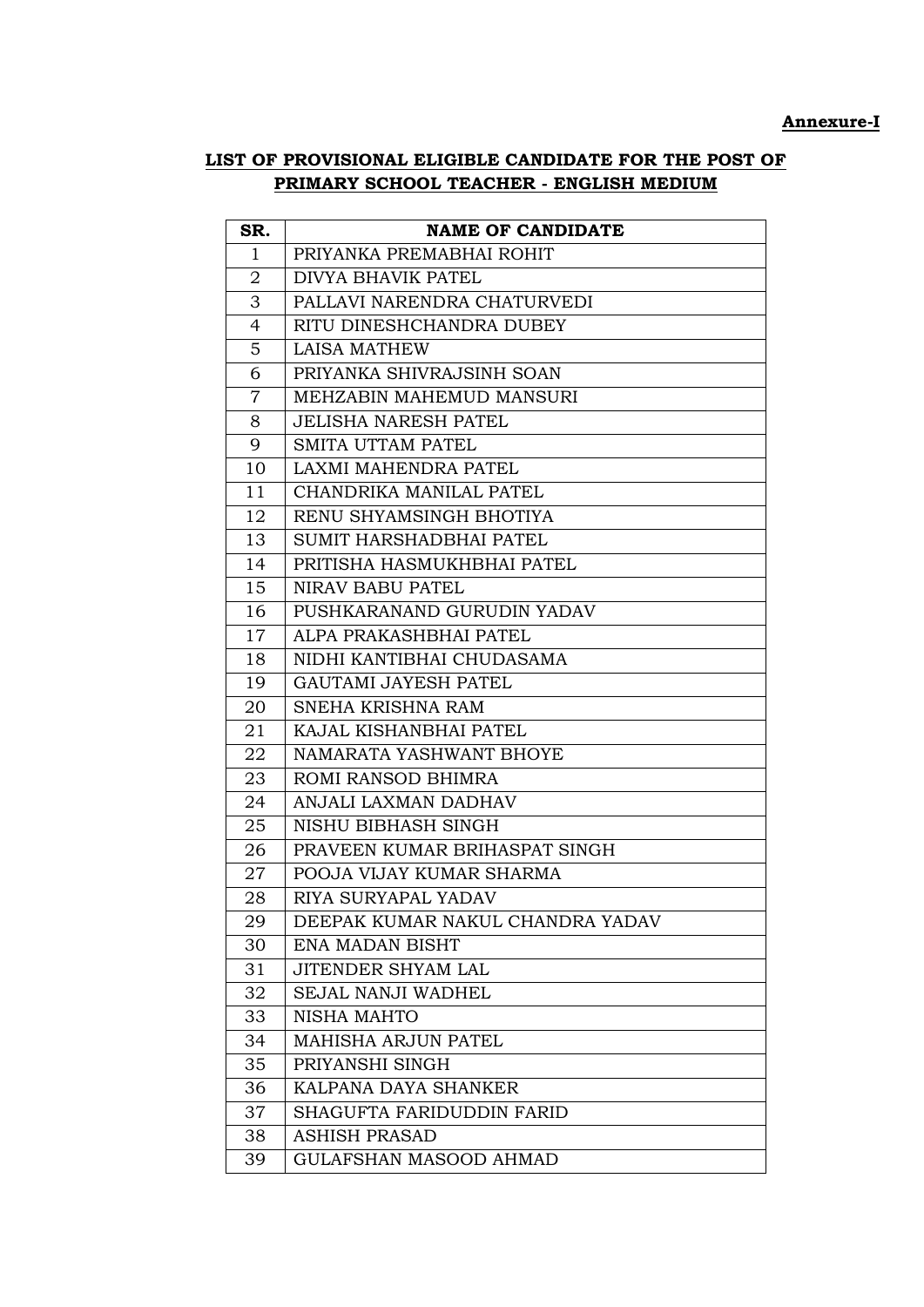**Annexure-I**

## LIST OF PROVISIONAL ELIGIBLE CANDIDATE FOR THE POST OF PRIMARY SCHOOL TEACHER - ENGLISH MEDIUM

| SR. | NAME OF CANDIDATE |
|---|---|
| 1 | PRIYANKA PREMABHAI ROHIT |
| 2 | DIVYA BHAVIK PATEL |
| 3 | PALLAVI NARENDRA CHATURVEDI |
| 4 | RITU DINESHCHANDRA DUBEY |
| 5 | LAISA MATHEW |
| 6 | PRIYANKA SHIVRAJSINH SOAN |
| 7 | MEHZABIN MAHEMUD MANSURI |
| 8 | JELISHA NARESH PATEL |
| 9 | SMITA UTTAM PATEL |
| 10 | LAXMI MAHENDRA PATEL |
| 11 | CHANDRIKA MANILAL PATEL |
| 12 | RENU SHYAMSINGH BHOTIYA |
| 13 | SUMIT HARSHADBHAI PATEL |
| 14 | PRITISHA HASMUKHBHAI PATEL |
| 15 | NIRAV BABU PATEL |
| 16 | PUSHKARANAND GURUDIN YADAV |
| 17 | ALPA PRAKASHBHAI PATEL |
| 18 | NIDHI KANTIBHAI CHUDASAMA |
| 19 | GAUTAMI JAYESH PATEL |
| 20 | SNEHA KRISHNA RAM |
| 21 | KAJAL KISHANBHAI PATEL |
| 22 | NAMARATA YASHWANT BHOYE |
| 23 | ROMI RANSOD BHIMRA |
| 24 | ANJALI LAXMAN DADHAV |
| 25 | NISHU BIBHASH SINGH |
| 26 | PRAVEEN KUMAR BRIHASPAT SINGH |
| 27 | POOJA VIJAY KUMAR SHARMA |
| 28 | RIYA SURYAPAL YADAV |
| 29 | DEEPAK KUMAR NAKUL CHANDRA YADAV |
| 30 | ENA MADAN BISHT |
| 31 | JITENDER SHYAM LAL |
| 32 | SEJAL NANJI WADHEL |
| 33 | NISHA MAHTO |
| 34 | MAHISHA ARJUN PATEL |
| 35 | PRIYANSHI SINGH |
| 36 | KALPANA DAYA SHANKER |
| 37 | SHAGUFTA FARIDUDDIN FARID |
| 38 | ASHISH PRASAD |
| 39 | GULAFSHAN MASOOD AHMAD |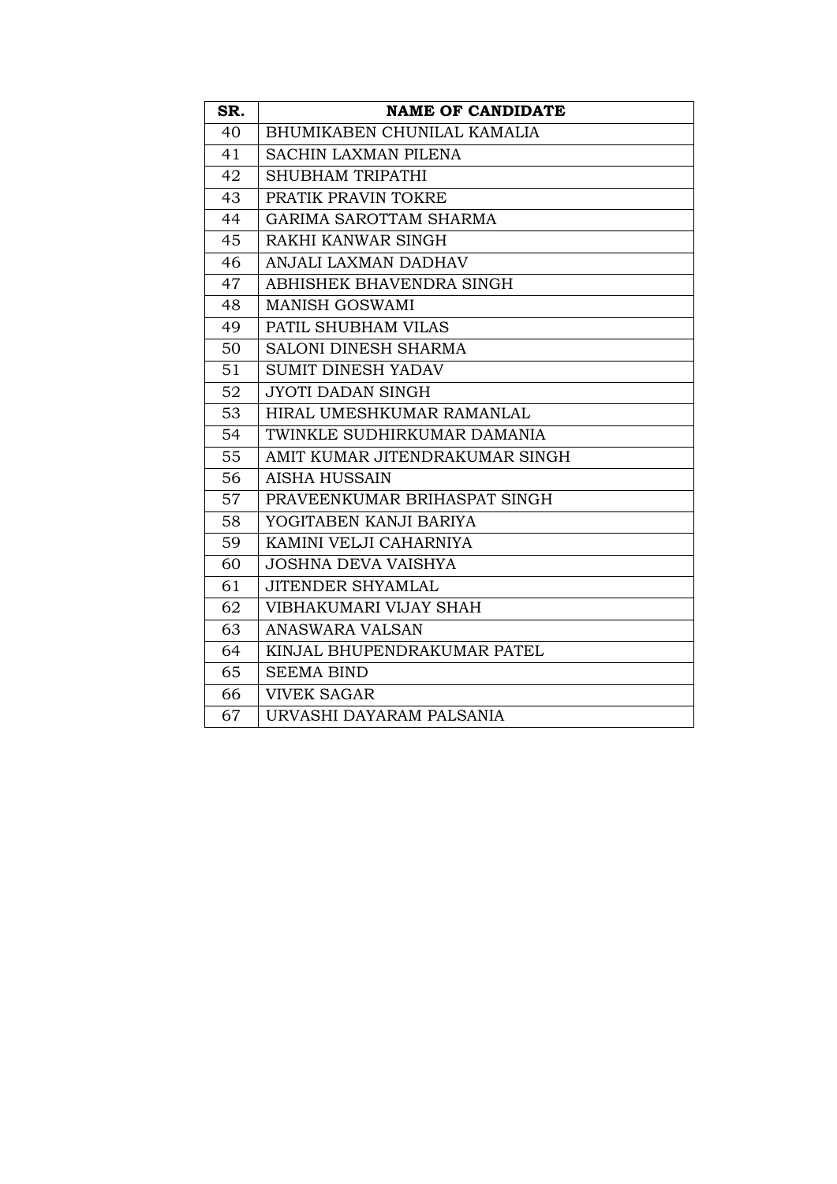| SR. | NAME OF CANDIDATE |
|---|---|
| 40 | BHUMIKABEN CHUNILAL KAMALIA |
| 41 | SACHIN LAXMAN PILENA |
| 42 | SHUBHAM TRIPATHI |
| 43 | PRATIK PRAVIN TOKRE |
| 44 | GARIMA SAROTTAM SHARMA |
| 45 | RAKHI KANWAR SINGH |
| 46 | ANJALI LAXMAN DADHAV |
| 47 | ABHISHEK BHAVENDRA SINGH |
| 48 | MANISH GOSWAMI |
| 49 | PATIL SHUBHAM VILAS |
| 50 | SALONI DINESH SHARMA |
| 51 | SUMIT DINESH YADAV |
| 52 | JYOTI DADAN SINGH |
| 53 | HIRAL UMESHKUMAR RAMANLAL |
| 54 | TWINKLE SUDHIRKUMAR DAMANIA |
| 55 | AMIT KUMAR JITENDRAKUMAR SINGH |
| 56 | AISHA HUSSAIN |
| 57 | PRAVEENKUMAR BRIHASPAT SINGH |
| 58 | YOGITABEN KANJI BARIYA |
| 59 | KAMINI VELJI CAHARNIYA |
| 60 | JOSHNA DEVA VAISHYA |
| 61 | JITENDER SHYAMLAL |
| 62 | VIBHAKUMARI VIJAY SHAH |
| 63 | ANASWARA VALSAN |
| 64 | KINJAL BHUPENDRAKUMAR PATEL |
| 65 | SEEMA BIND |
| 66 | VIVEK SAGAR |
| 67 | URVASHI DAYARAM PALSANIA |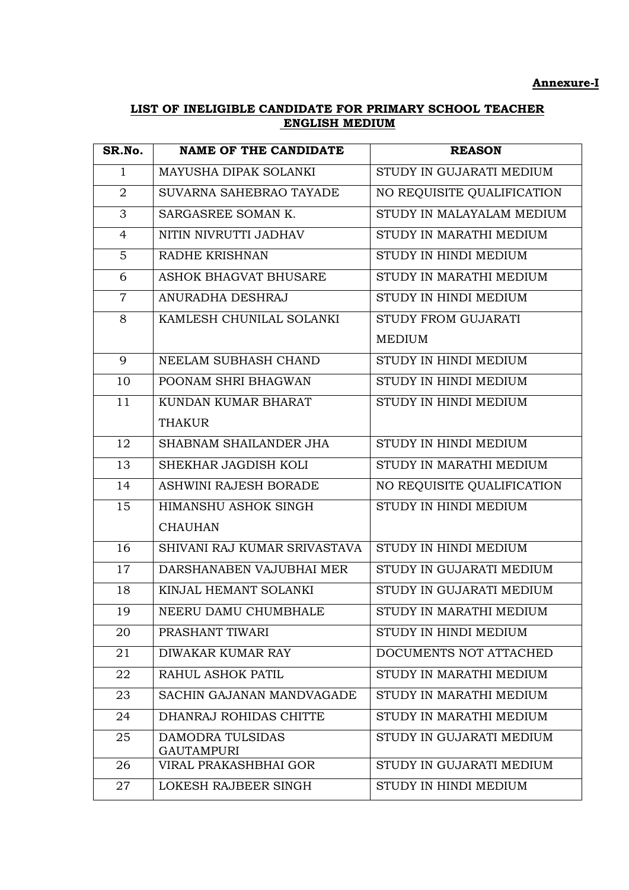**Annexure-I**

**LIST OF INELIGIBLE CANDIDATE FOR PRIMARY SCHOOL TEACHER ENGLISH MEDIUM**

| SR.No. | NAME OF THE CANDIDATE | REASON |
|---|---|---|
| 1 | MAYUSHA DIPAK SOLANKI | STUDY IN GUJARATI MEDIUM |
| 2 | SUVARNA SAHEBRAO TAYADE | NO REQUISITE QUALIFICATION |
| 3 | SARGASREE SOMAN K. | STUDY IN MALAYALAM MEDIUM |
| 4 | NITIN NIVRUTTI JADHAV | STUDY IN MARATHI MEDIUM |
| 5 | RADHE KRISHNAN | STUDY IN HINDI MEDIUM |
| 6 | ASHOK BHAGVAT BHUSARE | STUDY IN MARATHI MEDIUM |
| 7 | ANURADHA DESHRAJ | STUDY IN HINDI MEDIUM |
| 8 | KAMLESH CHUNILAL SOLANKI | STUDY FROM GUJARATI MEDIUM |
| 9 | NEELAM SUBHASH CHAND | STUDY IN HINDI MEDIUM |
| 10 | POONAM SHRI BHAGWAN | STUDY IN HINDI MEDIUM |
| 11 | KUNDAN KUMAR BHARAT THAKUR | STUDY IN HINDI MEDIUM |
| 12 | SHABNAM SHAILANDER JHA | STUDY IN HINDI MEDIUM |
| 13 | SHEKHAR JAGDISH KOLI | STUDY IN MARATHI MEDIUM |
| 14 | ASHWINI RAJESH BORADE | NO REQUISITE QUALIFICATION |
| 15 | HIMANSHU ASHOK SINGH CHAUHAN | STUDY IN HINDI MEDIUM |
| 16 | SHIVANI RAJ KUMAR SRIVASTAVA | STUDY IN HINDI MEDIUM |
| 17 | DARSHANABEN VAJUBHAI MER | STUDY IN GUJARATI MEDIUM |
| 18 | KINJAL HEMANT SOLANKI | STUDY IN GUJARATI MEDIUM |
| 19 | NEERU DAMU CHUMBHALE | STUDY IN MARATHI MEDIUM |
| 20 | PRASHANT TIWARI | STUDY IN HINDI MEDIUM |
| 21 | DIWAKAR KUMAR RAY | DOCUMENTS NOT ATTACHED |
| 22 | RAHUL ASHOK PATIL | STUDY IN MARATHI MEDIUM |
| 23 | SACHIN GAJANAN MANDVAGADE | STUDY IN MARATHI MEDIUM |
| 24 | DHANRAJ ROHIDAS CHITTE | STUDY IN MARATHI MEDIUM |
| 25 | DAMODRA TULSIDAS GAUTAMPURI | STUDY IN GUJARATI MEDIUM |
| 26 | VIRAL PRAKASHBHAI GOR | STUDY IN GUJARATI MEDIUM |
| 27 | LOKESH RAJBEER SINGH | STUDY IN HINDI MEDIUM |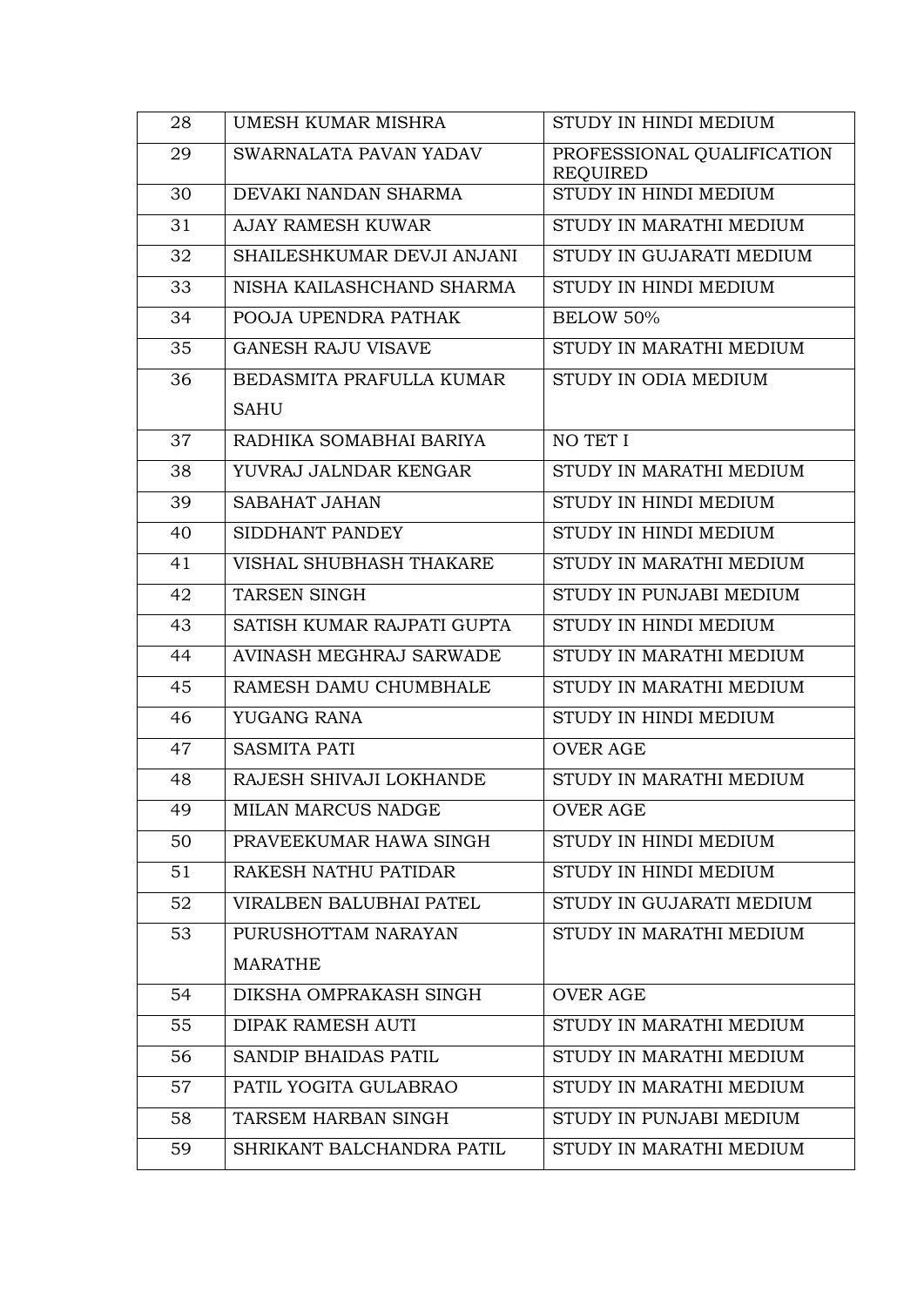| 28 | UMESH KUMAR MISHRA | STUDY IN HINDI MEDIUM |
|---|---|---|
| 29 | SWARNALATA PAVAN YADAV | PROFESSIONAL QUALIFICATION REQUIRED |
| 30 | DEVAKI NANDAN SHARMA | STUDY IN HINDI MEDIUM |
| 31 | AJAY RAMESH KUWAR | STUDY IN MARATHI MEDIUM |
| 32 | SHAILESHKUMAR DEVJI ANJANI | STUDY IN GUJARATI MEDIUM |
| 33 | NISHA KAILASHCHAND SHARMA | STUDY IN HINDI MEDIUM |
| 34 | POOJA UPENDRA PATHAK | BELOW 50% |
| 35 | GANESH RAJU VISAVE | STUDY IN MARATHI MEDIUM |
| 36 | BEDASMITA PRAFULLA KUMAR SAHU | STUDY IN ODIA MEDIUM |
| 37 | RADHIKA SOMABHAI BARIYA | NO TET I |
| 38 | YUVRAJ JALNDAR KENGAR | STUDY IN MARATHI MEDIUM |
| 39 | SABAHAT JAHAN | STUDY IN HINDI MEDIUM |
| 40 | SIDDHANT PANDEY | STUDY IN HINDI MEDIUM |
| 41 | VISHAL SHUBHASH THAKARE | STUDY IN MARATHI MEDIUM |
| 42 | TARSEN SINGH | STUDY IN PUNJABI MEDIUM |
| 43 | SATISH KUMAR RAJPATI GUPTA | STUDY IN HINDI MEDIUM |
| 44 | AVINASH MEGHRAJ SARWADE | STUDY IN MARATHI MEDIUM |
| 45 | RAMESH DAMU CHUMBHALE | STUDY IN MARATHI MEDIUM |
| 46 | YUGANG RANA | STUDY IN HINDI MEDIUM |
| 47 | SASMITA PATI | OVER AGE |
| 48 | RAJESH SHIVAJI LOKHANDE | STUDY IN MARATHI MEDIUM |
| 49 | MILAN MARCUS NADGE | OVER AGE |
| 50 | PRAVEEKUMAR HAWA SINGH | STUDY IN HINDI MEDIUM |
| 51 | RAKESH NATHU PATIDAR | STUDY IN HINDI MEDIUM |
| 52 | VIRALBEN BALUBHAI PATEL | STUDY IN GUJARATI MEDIUM |
| 53 | PURUSHOTTAM NARAYAN MARATHE | STUDY IN MARATHI MEDIUM |
| 54 | DIKSHA OMPRAKASH SINGH | OVER AGE |
| 55 | DIPAK RAMESH AUTI | STUDY IN MARATHI MEDIUM |
| 56 | SANDIP BHAIDAS PATIL | STUDY IN MARATHI MEDIUM |
| 57 | PATIL YOGITA GULABRAO | STUDY IN MARATHI MEDIUM |
| 58 | TARSEM HARBAN SINGH | STUDY IN PUNJABI MEDIUM |
| 59 | SHRIKANT BALCHANDRA PATIL | STUDY IN MARATHI MEDIUM |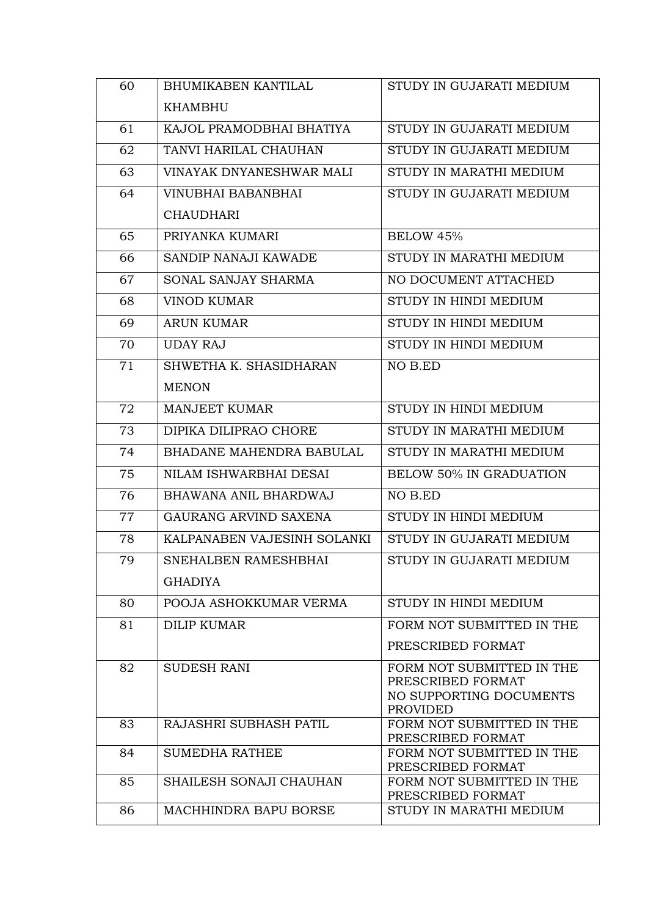| 60 | BHUMIKABEN KANTILAL KHAMBHU | STUDY IN GUJARATI MEDIUM |
|---|---|---|
| 61 | KAJOL PRAMODBHAI BHATIYA | STUDY IN GUJARATI MEDIUM |
| 62 | TANVI HARILAL CHAUHAN | STUDY IN GUJARATI MEDIUM |
| 63 | VINAYAK DNYANESHWAR MALI | STUDY IN MARATHI MEDIUM |
| 64 | VINUBHAI BABANBHAI CHAUDHARI | STUDY IN GUJARATI MEDIUM |
| 65 | PRIYANKA KUMARI | BELOW 45% |
| 66 | SANDIP NANAJI KAWADE | STUDY IN MARATHI MEDIUM |
| 67 | SONAL SANJAY SHARMA | NO DOCUMENT ATTACHED |
| 68 | VINOD KUMAR | STUDY IN HINDI MEDIUM |
| 69 | ARUN KUMAR | STUDY IN HINDI MEDIUM |
| 70 | UDAY RAJ | STUDY IN HINDI MEDIUM |
| 71 | SHWETHA K. SHASIDHARAN MENON | NO B.ED |
| 72 | MANJEET KUMAR | STUDY IN HINDI MEDIUM |
| 73 | DIPIKA DILIPRAO CHORE | STUDY IN MARATHI MEDIUM |
| 74 | BHADANE MAHENDRA BABULAL | STUDY IN MARATHI MEDIUM |
| 75 | NILAM ISHWARBHAI DESAI | BELOW 50% IN GRADUATION |
| 76 | BHAWANA ANIL BHARDWAJ | NO B.ED |
| 77 | GAURANG ARVIND SAXENA | STUDY IN HINDI MEDIUM |
| 78 | KALPANABEN VAJESINH SOLANKI | STUDY IN GUJARATI MEDIUM |
| 79 | SNEHALBEN RAMESHBHAI GHADIYA | STUDY IN GUJARATI MEDIUM |
| 80 | POOJA ASHOKKUMAR VERMA | STUDY IN HINDI MEDIUM |
| 81 | DILIP KUMAR | FORM NOT SUBMITTED IN THE PRESCRIBED FORMAT |
| 82 | SUDESH RANI | FORM NOT SUBMITTED IN THE PRESCRIBED FORMAT NO SUPPORTING DOCUMENTS PROVIDED |
| 83 | RAJASHRI SUBHASH PATIL | FORM NOT SUBMITTED IN THE PRESCRIBED FORMAT |
| 84 | SUMEDHA RATHEE | FORM NOT SUBMITTED IN THE PRESCRIBED FORMAT |
| 85 | SHAILESH SONAJI CHAUHAN | FORM NOT SUBMITTED IN THE PRESCRIBED FORMAT |
| 86 | MACHHINDRA BAPU BORSE | STUDY IN MARATHI MEDIUM |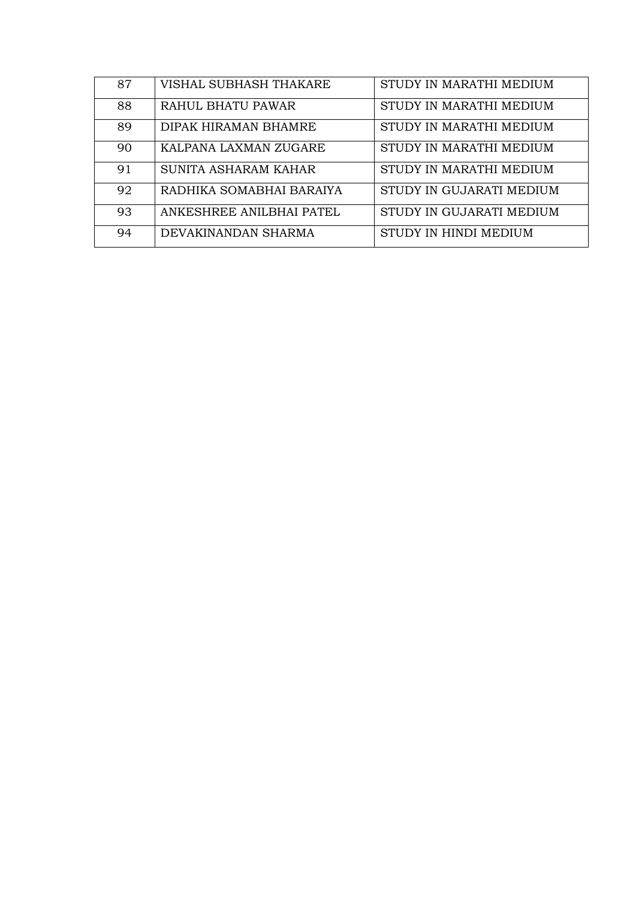| 87 | VISHAL SUBHASH THAKARE | STUDY IN MARATHI MEDIUM |
|---|---|---|
| 88 | RAHUL BHATU PAWAR | STUDY IN MARATHI MEDIUM |
| 89 | DIPAK HIRAMAN BHAMRE | STUDY IN MARATHI MEDIUM |
| 90 | KALPANA LAXMAN ZUGARE | STUDY IN MARATHI MEDIUM |
| 91 | SUNITA ASHARAM KAHAR | STUDY IN MARATHI MEDIUM |
| 92 | RADHIKA SOMABHAI BARAIYA | STUDY IN GUJARATI MEDIUM |
| 93 | ANKESHREE ANILBHAI PATEL | STUDY IN GUJARATI MEDIUM |
| 94 | DEVAKINANDAN SHARMA | STUDY IN HINDI MEDIUM |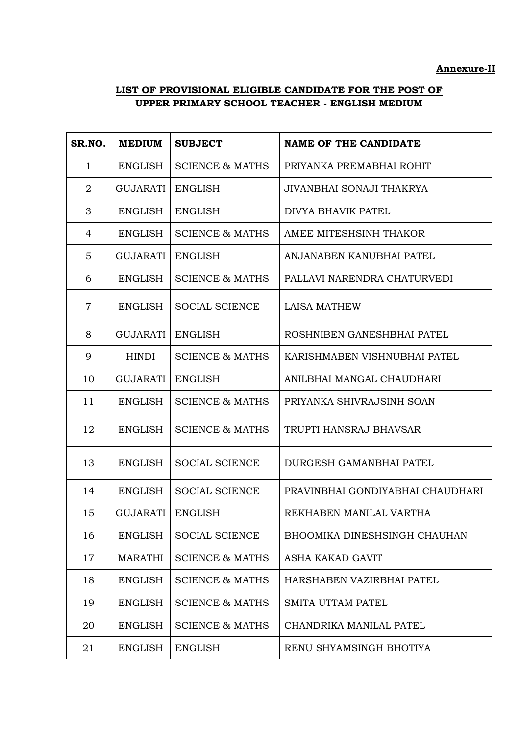**Annexure-II**

## LIST OF PROVISIONAL ELIGIBLE CANDIDATE FOR THE POST OF UPPER PRIMARY SCHOOL TEACHER - ENGLISH MEDIUM

| SR.NO. | MEDIUM | SUBJECT | NAME OF THE CANDIDATE |
|---|---|---|---|
| 1 | ENGLISH | SCIENCE & MATHS | PRIYANKA PREMABHAI ROHIT |
| 2 | GUJARATI | ENGLISH | JIVANBHAI SONAJI THAKRYA |
| 3 | ENGLISH | ENGLISH | DIVYA BHAVIK PATEL |
| 4 | ENGLISH | SCIENCE & MATHS | AMEE MITESHSINH THAKOR |
| 5 | GUJARATI | ENGLISH | ANJANABEN KANUBHAI PATEL |
| 6 | ENGLISH | SCIENCE & MATHS | PALLAVI NARENDRA CHATURVEDI |
| 7 | ENGLISH | SOCIAL SCIENCE | LAISA MATHEW |
| 8 | GUJARATI | ENGLISH | ROSHNIBEN GANESHBHAI PATEL |
| 9 | HINDI | SCIENCE & MATHS | KARISHMABEN VISHNUBHAI PATEL |
| 10 | GUJARATI | ENGLISH | ANILBHAI MANGAL CHAUDHARI |
| 11 | ENGLISH | SCIENCE & MATHS | PRIYANKA SHIVRAJSINH SOAN |
| 12 | ENGLISH | SCIENCE & MATHS | TRUPTI HANSRAJ BHAVSAR |
| 13 | ENGLISH | SOCIAL SCIENCE | DURGESH GAMANBHAI PATEL |
| 14 | ENGLISH | SOCIAL SCIENCE | PRAVINBHAI GONDIYABHAI CHAUDHARI |
| 15 | GUJARATI | ENGLISH | REKHABEN MANILAL VARTHA |
| 16 | ENGLISH | SOCIAL SCIENCE | BHOOMIKA DINESHSINGH CHAUHAN |
| 17 | MARATHI | SCIENCE & MATHS | ASHA KAKAD GAVIT |
| 18 | ENGLISH | SCIENCE & MATHS | HARSHABEN VAZIRBHAI PATEL |
| 19 | ENGLISH | SCIENCE & MATHS | SMITA UTTAM PATEL |
| 20 | ENGLISH | SCIENCE & MATHS | CHANDRIKA MANILAL PATEL |
| 21 | ENGLISH | ENGLISH | RENU SHYAMSINGH BHOTIYA |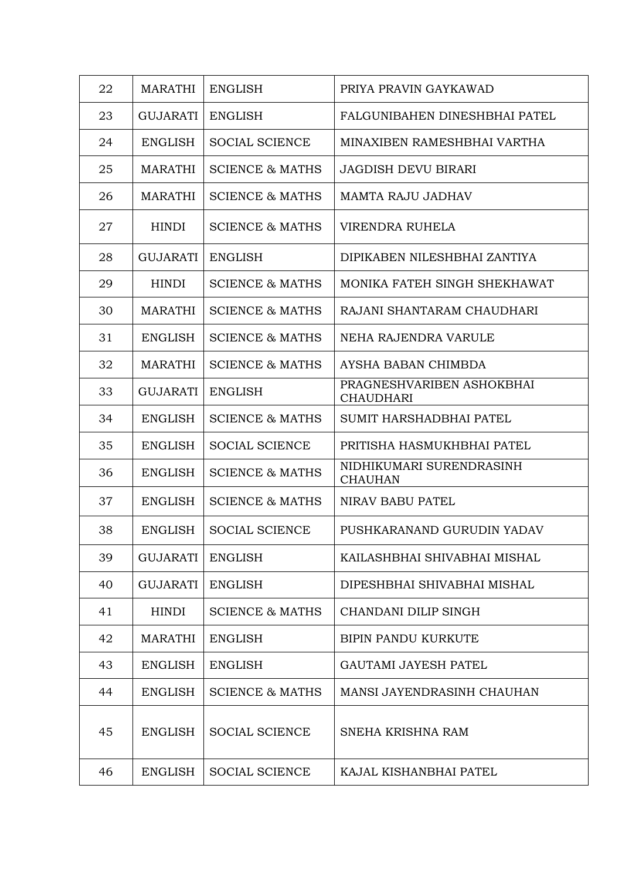| | | | |
|---|---|---|---|
| 22 | MARATHI | ENGLISH | PRIYA PRAVIN GAYKAWAD |
| 23 | GUJARATI | ENGLISH | FALGUNIBAHEN DINESHBHAI PATEL |
| 24 | ENGLISH | SOCIAL SCIENCE | MINAXIBEN RAMESHBHAI VARTHA |
| 25 | MARATHI | SCIENCE & MATHS | JAGDISH DEVU BIRARI |
| 26 | MARATHI | SCIENCE & MATHS | MAMTA RAJU JADHAV |
| 27 | HINDI | SCIENCE & MATHS | VIRENDRA RUHELA |
| 28 | GUJARATI | ENGLISH | DIPIKABEN NILESHBHAI ZANTIYA |
| 29 | HINDI | SCIENCE & MATHS | MONIKA FATEH SINGH SHEKHAWAT |
| 30 | MARATHI | SCIENCE & MATHS | RAJANI SHANTARAM CHAUDHARI |
| 31 | ENGLISH | SCIENCE & MATHS | NEHA RAJENDRA VARULE |
| 32 | MARATHI | SCIENCE & MATHS | AYSHA BABAN CHIMBDA |
| 33 | GUJARATI | ENGLISH | PRAGNESHVARIBEN ASHOKBHAI CHAUDHARI |
| 34 | ENGLISH | SCIENCE & MATHS | SUMIT HARSHADBHAI PATEL |
| 35 | ENGLISH | SOCIAL SCIENCE | PRITISHA HASMUKHBHAI PATEL |
| 36 | ENGLISH | SCIENCE & MATHS | NIDHIKUMARI SURENDRASINH CHAUHAN |
| 37 | ENGLISH | SCIENCE & MATHS | NIRAV BABU PATEL |
| 38 | ENGLISH | SOCIAL SCIENCE | PUSHKARANAND GURUDIN YADAV |
| 39 | GUJARATI | ENGLISH | KAILASHBHAI SHIVABHAI MISHAL |
| 40 | GUJARATI | ENGLISH | DIPESHBHAI SHIVABHAI MISHAL |
| 41 | HINDI | SCIENCE & MATHS | CHANDANI DILIP SINGH |
| 42 | MARATHI | ENGLISH | BIPIN PANDU KURKUTE |
| 43 | ENGLISH | ENGLISH | GAUTAMI JAYESH PATEL |
| 44 | ENGLISH | SCIENCE & MATHS | MANSI JAYENDRASINH CHAUHAN |
| 45 | ENGLISH | SOCIAL SCIENCE | SNEHA KRISHNA RAM |
| 46 | ENGLISH | SOCIAL SCIENCE | KAJAL KISHANBHAI PATEL |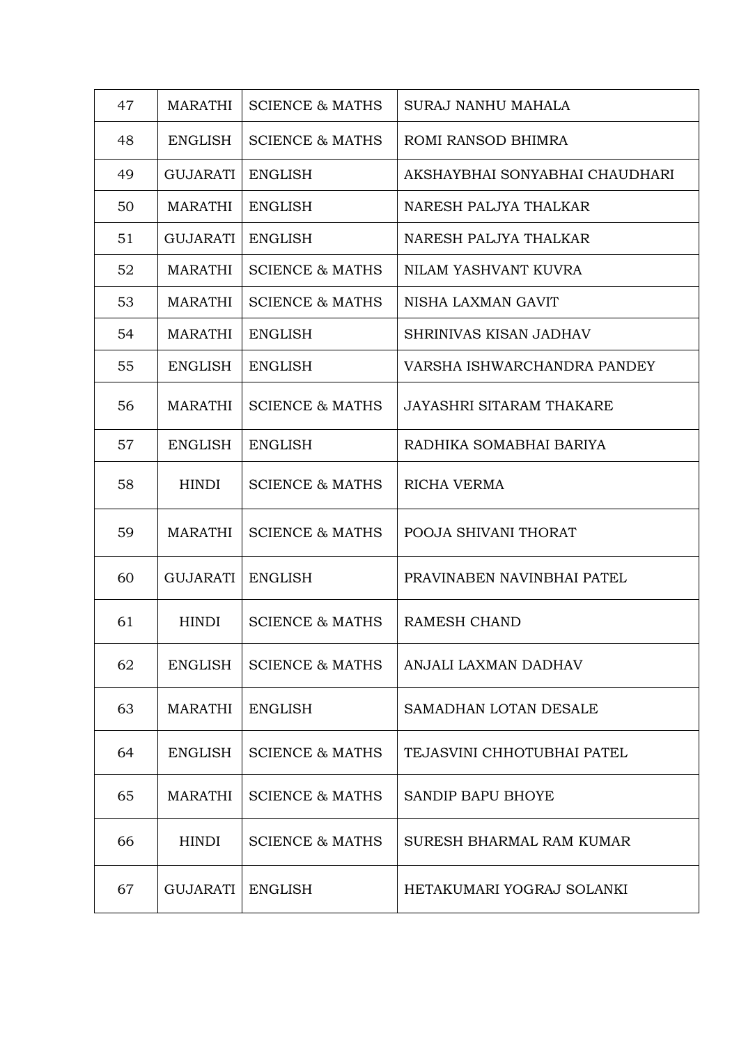| 47 | MARATHI | SCIENCE & MATHS | SURAJ NANHU MAHALA |
|---|---|---|---|
| 48 | ENGLISH | SCIENCE & MATHS | ROMI RANSOD BHIMRA |
| 49 | GUJARATI | ENGLISH | AKSHAYBHAI SONYABHAI CHAUDHARI |
| 50 | MARATHI | ENGLISH | NARESH PALJYA THALKAR |
| 51 | GUJARATI | ENGLISH | NARESH PALJYA THALKAR |
| 52 | MARATHI | SCIENCE & MATHS | NILAM YASHVANT KUVRA |
| 53 | MARATHI | SCIENCE & MATHS | NISHA LAXMAN GAVIT |
| 54 | MARATHI | ENGLISH | SHRINIVAS KISAN JADHAV |
| 55 | ENGLISH | ENGLISH | VARSHA ISHWARCHANDRA PANDEY |
| 56 | MARATHI | SCIENCE & MATHS | JAYASHRI SITARAM THAKARE |
| 57 | ENGLISH | ENGLISH | RADHIKA SOMABHAI BARIYA |
| 58 | HINDI | SCIENCE & MATHS | RICHA VERMA |
| 59 | MARATHI | SCIENCE & MATHS | POOJA SHIVANI THORAT |
| 60 | GUJARATI | ENGLISH | PRAVINABEN NAVINBHAI PATEL |
| 61 | HINDI | SCIENCE & MATHS | RAMESH CHAND |
| 62 | ENGLISH | SCIENCE & MATHS | ANJALI LAXMAN DADHAV |
| 63 | MARATHI | ENGLISH | SAMADHAN LOTAN DESALE |
| 64 | ENGLISH | SCIENCE & MATHS | TEJASVINI CHHOTUBHAI PATEL |
| 65 | MARATHI | SCIENCE & MATHS | SANDIP BAPU BHOYE |
| 66 | HINDI | SCIENCE & MATHS | SURESH BHARMAL RAM KUMAR |
| 67 | GUJARATI | ENGLISH | HETAKUMARI YOGRAJ SOLANKI |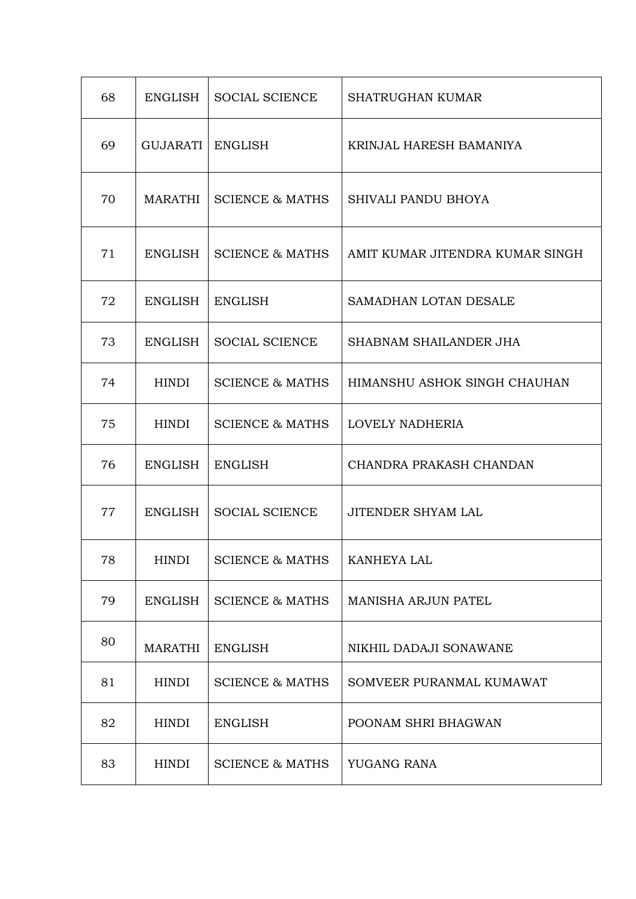| 68 | ENGLISH | SOCIAL SCIENCE | SHATRUGHAN KUMAR |
|---|---|---|---|
| 69 | GUJARATI | ENGLISH | KRINJAL HARESH BAMANIYA |
| 70 | MARATHI | SCIENCE & MATHS | SHIVALI PANDU BHOYA |
| 71 | ENGLISH | SCIENCE & MATHS | AMIT KUMAR JITENDRA KUMAR SINGH |
| 72 | ENGLISH | ENGLISH | SAMADHAN LOTAN DESALE |
| 73 | ENGLISH | SOCIAL SCIENCE | SHABNAM SHAILANDER JHA |
| 74 | HINDI | SCIENCE & MATHS | HIMANSHU ASHOK SINGH CHAUHAN |
| 75 | HINDI | SCIENCE & MATHS | LOVELY NADHERIA |
| 76 | ENGLISH | ENGLISH | CHANDRA PRAKASH CHANDAN |
| 77 | ENGLISH | SOCIAL SCIENCE | JITENDER SHYAM LAL |
| 78 | HINDI | SCIENCE & MATHS | KANHEYA LAL |
| 79 | ENGLISH | SCIENCE & MATHS | MANISHA ARJUN PATEL |
| 80 | MARATHI | ENGLISH | NIKHIL DADAJI SONAWANE |
| 81 | HINDI | SCIENCE & MATHS | SOMVEER PURANMAL KUMAWAT |
| 82 | HINDI | ENGLISH | POONAM SHRI BHAGWAN |
| 83 | HINDI | SCIENCE & MATHS | YUGANG RANA |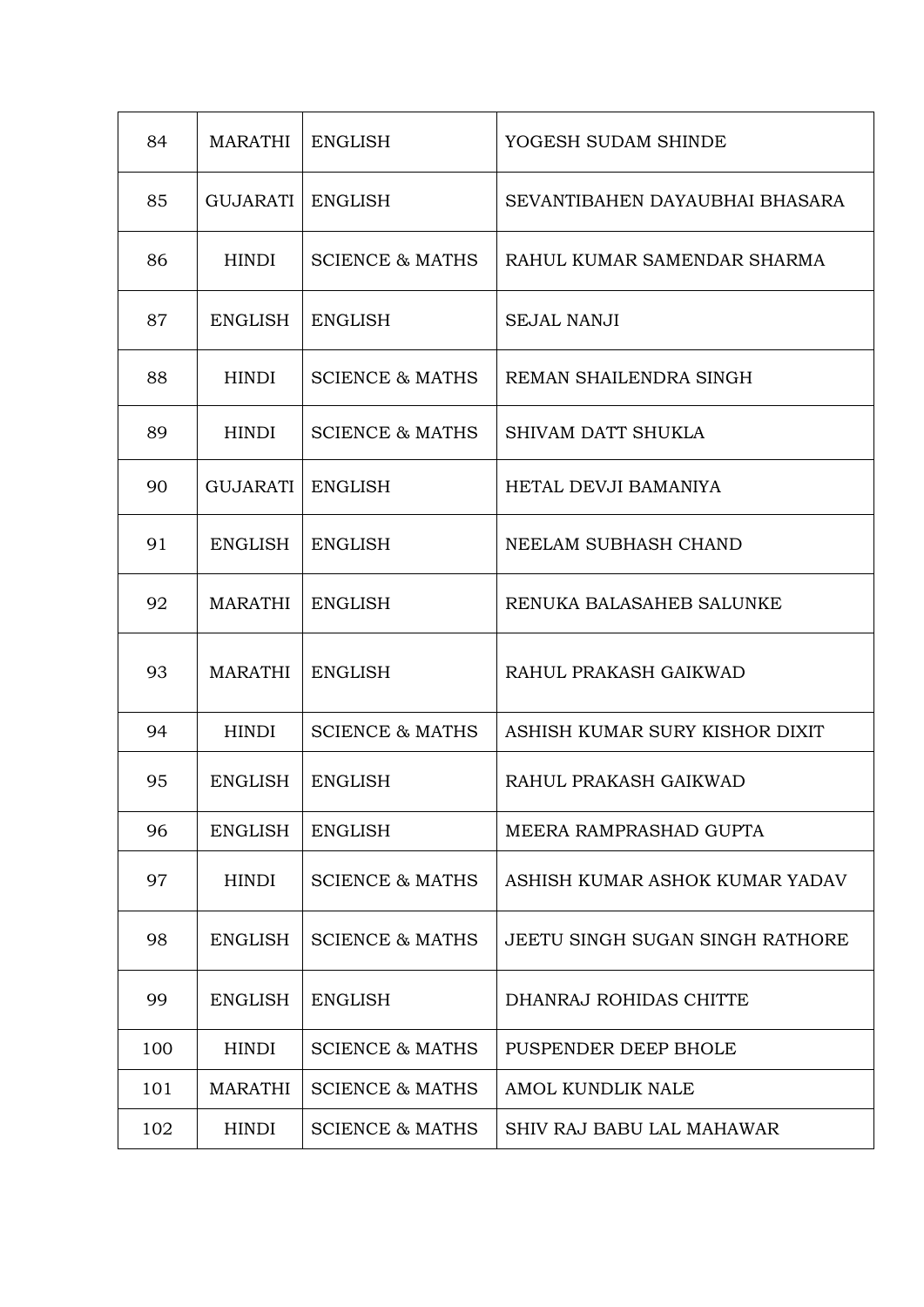| 84 | MARATHI | ENGLISH | YOGESH SUDAM SHINDE |
|---|---|---|---|
| 85 | GUJARATI | ENGLISH | SEVANTIBAHEN DAYAUBHAI BHASARA |
| 86 | HINDI | SCIENCE & MATHS | RAHUL KUMAR SAMENDAR SHARMA |
| 87 | ENGLISH | ENGLISH | SEJAL NANJI |
| 88 | HINDI | SCIENCE & MATHS | REMAN SHAILENDRA SINGH |
| 89 | HINDI | SCIENCE & MATHS | SHIVAM DATT SHUKLA |
| 90 | GUJARATI | ENGLISH | HETAL DEVJI BAMANIYA |
| 91 | ENGLISH | ENGLISH | NEELAM SUBHASH CHAND |
| 92 | MARATHI | ENGLISH | RENUKA BALASAHEB SALUNKE |
| 93 | MARATHI | ENGLISH | RAHUL PRAKASH GAIKWAD |
| 94 | HINDI | SCIENCE & MATHS | ASHISH KUMAR SURY KISHOR DIXIT |
| 95 | ENGLISH | ENGLISH | RAHUL PRAKASH GAIKWAD |
| 96 | ENGLISH | ENGLISH | MEERA RAMPRASHAD GUPTA |
| 97 | HINDI | SCIENCE & MATHS | ASHISH KUMAR ASHOK KUMAR YADAV |
| 98 | ENGLISH | SCIENCE & MATHS | JEETU SINGH SUGAN SINGH RATHORE |
| 99 | ENGLISH | ENGLISH | DHANRAJ ROHIDAS CHITTE |
| 100 | HINDI | SCIENCE & MATHS | PUSPENDER DEEP BHOLE |
| 101 | MARATHI | SCIENCE & MATHS | AMOL KUNDLIK NALE |
| 102 | HINDI | SCIENCE & MATHS | SHIV RAJ BABU LAL MAHAWAR |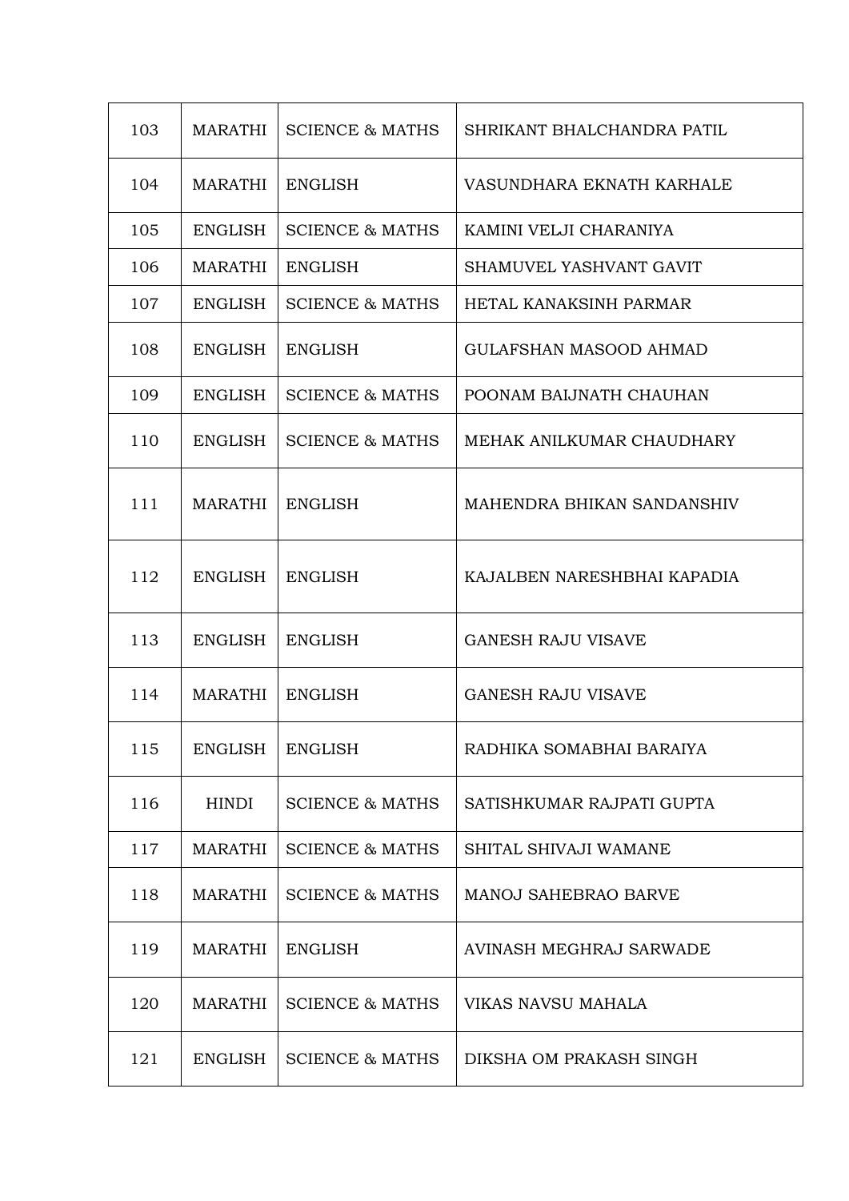| 103 | MARATHI | SCIENCE & MATHS | SHRIKANT BHALCHANDRA PATIL |
|---|---|---|---|
| 104 | MARATHI | ENGLISH | VASUNDHARA EKNATH KARHALE |
| 105 | ENGLISH | SCIENCE & MATHS | KAMINI VELJI CHARANIYA |
| 106 | MARATHI | ENGLISH | SHAMUVEL YASHVANT GAVIT |
| 107 | ENGLISH | SCIENCE & MATHS | HETAL KANAKSINH PARMAR |
| 108 | ENGLISH | ENGLISH | GULAFSHAN MASOOD AHMAD |
| 109 | ENGLISH | SCIENCE & MATHS | POONAM BAIJNATH CHAUHAN |
| 110 | ENGLISH | SCIENCE & MATHS | MEHAK ANILKUMAR CHAUDHARY |
| 111 | MARATHI | ENGLISH | MAHENDRA BHIKAN SANDANSHIV |
| 112 | ENGLISH | ENGLISH | KAJALBEN NARESHBHAI KAPADIA |
| 113 | ENGLISH | ENGLISH | GANESH RAJU VISAVE |
| 114 | MARATHI | ENGLISH | GANESH RAJU VISAVE |
| 115 | ENGLISH | ENGLISH | RADHIKA SOMABHAI BARAIYA |
| 116 | HINDI | SCIENCE & MATHS | SATISHKUMAR RAJPATI GUPTA |
| 117 | MARATHI | SCIENCE & MATHS | SHITAL SHIVAJI WAMANE |
| 118 | MARATHI | SCIENCE & MATHS | MANOJ SAHEBRAO BARVE |
| 119 | MARATHI | ENGLISH | AVINASH MEGHRAJ SARWADE |
| 120 | MARATHI | SCIENCE & MATHS | VIKAS NAVSU MAHALA |
| 121 | ENGLISH | SCIENCE & MATHS | DIKSHA OM PRAKASH SINGH |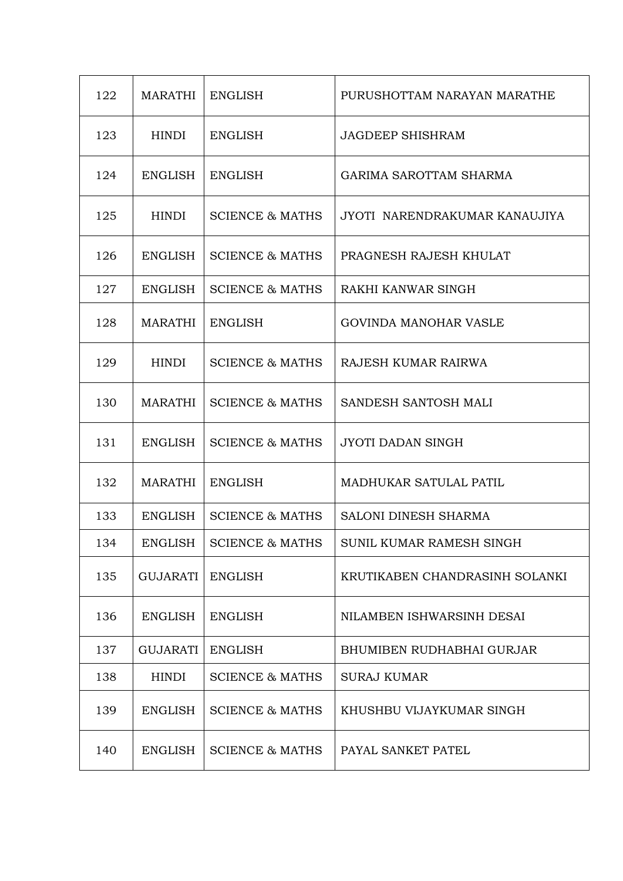| | | | |
|---|---|---|---|
| 122 | MARATHI | ENGLISH | PURUSHOTTAM NARAYAN MARATHE |
| 123 | HINDI | ENGLISH | JAGDEEP SHISHRAM |
| 124 | ENGLISH | ENGLISH | GARIMA SAROTTAM SHARMA |
| 125 | HINDI | SCIENCE & MATHS | JYOTI NARENDRAKUMAR KANAUJIYA |
| 126 | ENGLISH | SCIENCE & MATHS | PRAGNESH RAJESH KHULAT |
| 127 | ENGLISH | SCIENCE & MATHS | RAKHI KANWAR SINGH |
| 128 | MARATHI | ENGLISH | GOVINDA MANOHAR VASLE |
| 129 | HINDI | SCIENCE & MATHS | RAJESH KUMAR RAIRWA |
| 130 | MARATHI | SCIENCE & MATHS | SANDESH SANTOSH MALI |
| 131 | ENGLISH | SCIENCE & MATHS | JYOTI DADAN SINGH |
| 132 | MARATHI | ENGLISH | MADHUKAR SATULAL PATIL |
| 133 | ENGLISH | SCIENCE & MATHS | SALONI DINESH SHARMA |
| 134 | ENGLISH | SCIENCE & MATHS | SUNIL KUMAR RAMESH SINGH |
| 135 | GUJARATI | ENGLISH | KRUTIKABEN CHANDRASINH SOLANKI |
| 136 | ENGLISH | ENGLISH | NILAMBEN ISHWARSINH DESAI |
| 137 | GUJARATI | ENGLISH | BHUMIBEN RUDHABHAI GURJAR |
| 138 | HINDI | SCIENCE & MATHS | SURAJ KUMAR |
| 139 | ENGLISH | SCIENCE & MATHS | KHUSHBU VIJAYKUMAR SINGH |
| 140 | ENGLISH | SCIENCE & MATHS | PAYAL SANKET PATEL |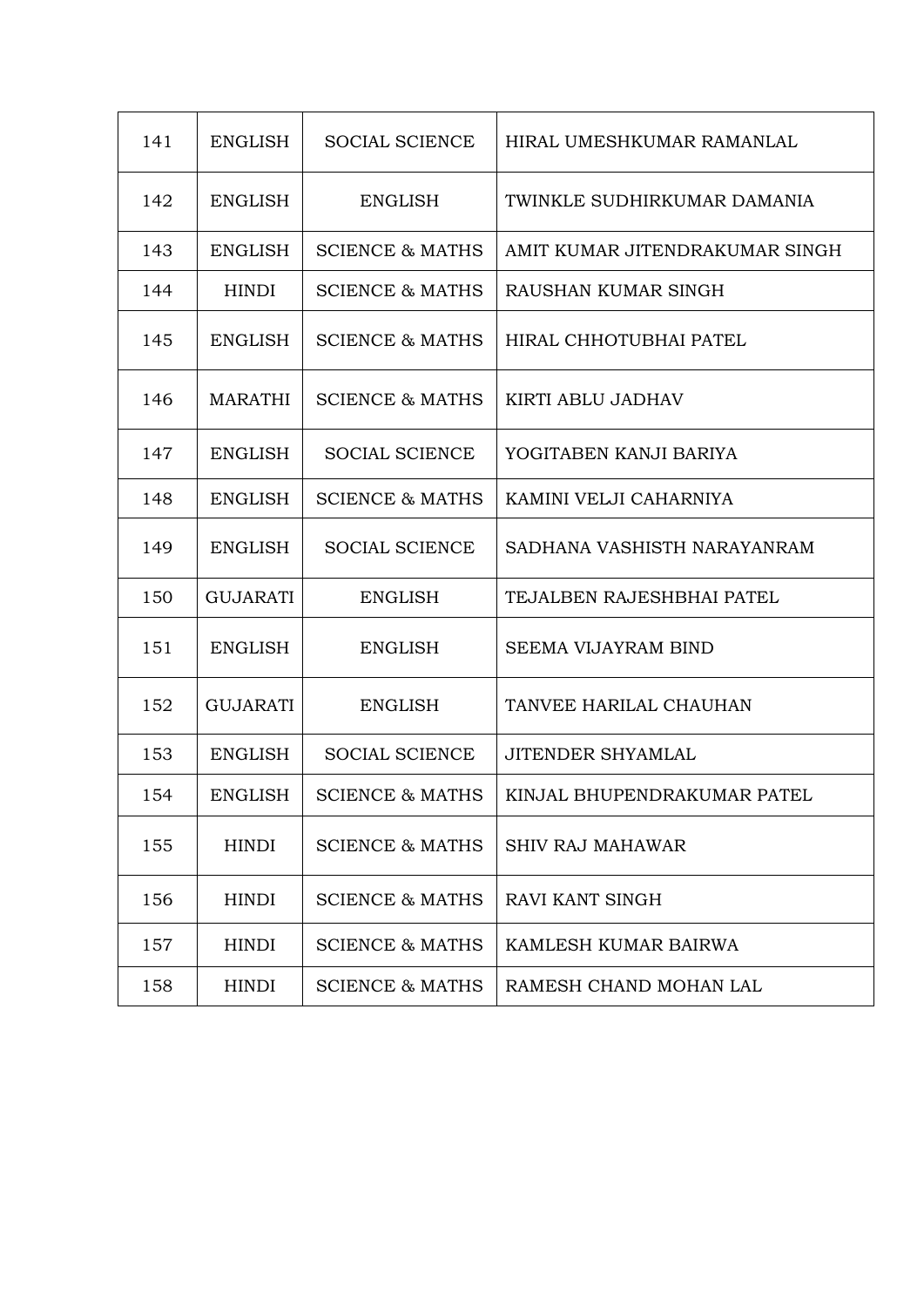| 141 | ENGLISH | SOCIAL SCIENCE | HIRAL UMESHKUMAR RAMANLAL |
|---|---|---|---|
| 142 | ENGLISH | ENGLISH | TWINKLE SUDHIRKUMAR DAMANIA |
| 143 | ENGLISH | SCIENCE & MATHS | AMIT KUMAR JITENDRAKUMAR SINGH |
| 144 | HINDI | SCIENCE & MATHS | RAUSHAN KUMAR SINGH |
| 145 | ENGLISH | SCIENCE & MATHS | HIRAL CHHOTUBHAI PATEL |
| 146 | MARATHI | SCIENCE & MATHS | KIRTI ABLU JADHAV |
| 147 | ENGLISH | SOCIAL SCIENCE | YOGITABEN KANJI BARIYA |
| 148 | ENGLISH | SCIENCE & MATHS | KAMINI VELJI CAHARNIYA |
| 149 | ENGLISH | SOCIAL SCIENCE | SADHANA VASHISTH NARAYANRAM |
| 150 | GUJARATI | ENGLISH | TEJALBEN RAJESHBHAI PATEL |
| 151 | ENGLISH | ENGLISH | SEEMA VIJAYRAM BIND |
| 152 | GUJARATI | ENGLISH | TANVEE HARILAL CHAUHAN |
| 153 | ENGLISH | SOCIAL SCIENCE | JITENDER SHYAMLAL |
| 154 | ENGLISH | SCIENCE & MATHS | KINJAL BHUPENDRAKUMAR PATEL |
| 155 | HINDI | SCIENCE & MATHS | SHIV RAJ MAHAWAR |
| 156 | HINDI | SCIENCE & MATHS | RAVI KANT SINGH |
| 157 | HINDI | SCIENCE & MATHS | KAMLESH KUMAR BAIRWA |
| 158 | HINDI | SCIENCE & MATHS | RAMESH CHAND MOHAN LAL |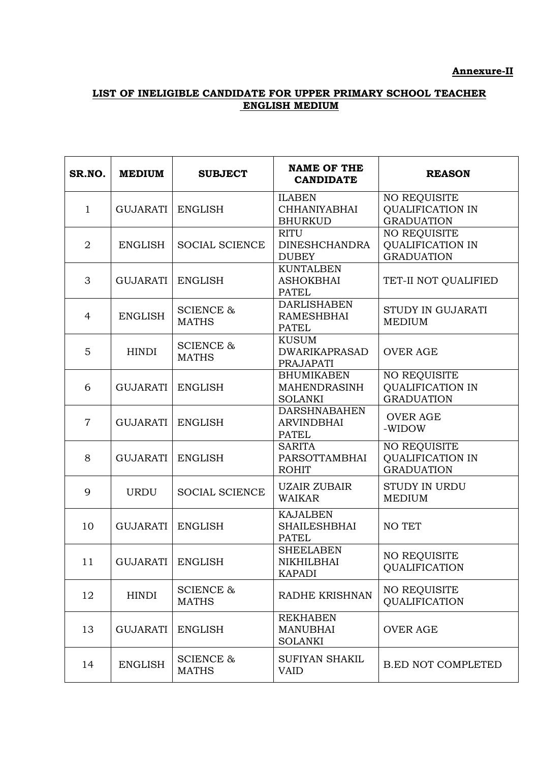**Annexure-II**

**LIST OF INELIGIBLE CANDIDATE FOR UPPER PRIMARY SCHOOL TEACHER ENGLISH MEDIUM**

| SR.NO. | MEDIUM | SUBJECT | NAME OF THE CANDIDATE | REASON |
|---|---|---|---|---|
| 1 | GUJARATI | ENGLISH | ILABEN CHHANIYABHAI BHURKUD | NO REQUISITE QUALIFICATION IN GRADUATION |
| 2 | ENGLISH | SOCIAL SCIENCE | RITU DINESHCHANDRA DUBEY | NO REQUISITE QUALIFICATION IN GRADUATION |
| 3 | GUJARATI | ENGLISH | KUNTALBEN ASHOKBHAI PATEL | TET-II NOT QUALIFIED |
| 4 | ENGLISH | SCIENCE & MATHS | DARLISHABEN RAMESHBHAI PATEL | STUDY IN GUJARATI MEDIUM |
| 5 | HINDI | SCIENCE & MATHS | KUSUM DWARIKAPRASAD PRAJAPATI | OVER AGE |
| 6 | GUJARATI | ENGLISH | BHUMIKABEN MAHENDRASINH SOLANKI | NO REQUISITE QUALIFICATION IN GRADUATION |
| 7 | GUJARATI | ENGLISH | DARSHNABAHEN ARVINDBHAI PATEL | OVER AGE -WIDOW |
| 8 | GUJARATI | ENGLISH | SARITA PARSOTTAMBHAI ROHIT | NO REQUISITE QUALIFICATION IN GRADUATION |
| 9 | URDU | SOCIAL SCIENCE | UZAIR ZUBAIR WAIKAR | STUDY IN URDU MEDIUM |
| 10 | GUJARATI | ENGLISH | KAJALBEN SHAILESHBHAI PATEL | NO TET |
| 11 | GUJARATI | ENGLISH | SHEELABEN NIKHILBHAI KAPADI | NO REQUISITE QUALIFICATION |
| 12 | HINDI | SCIENCE & MATHS | RADHE KRISHNAN | NO REQUISITE QUALIFICATION |
| 13 | GUJARATI | ENGLISH | REKHABEN MANUBHAI SOLANKI | OVER AGE |
| 14 | ENGLISH | SCIENCE & MATHS | SUFIYAN SHAKIL VAID | B.ED NOT COMPLETED |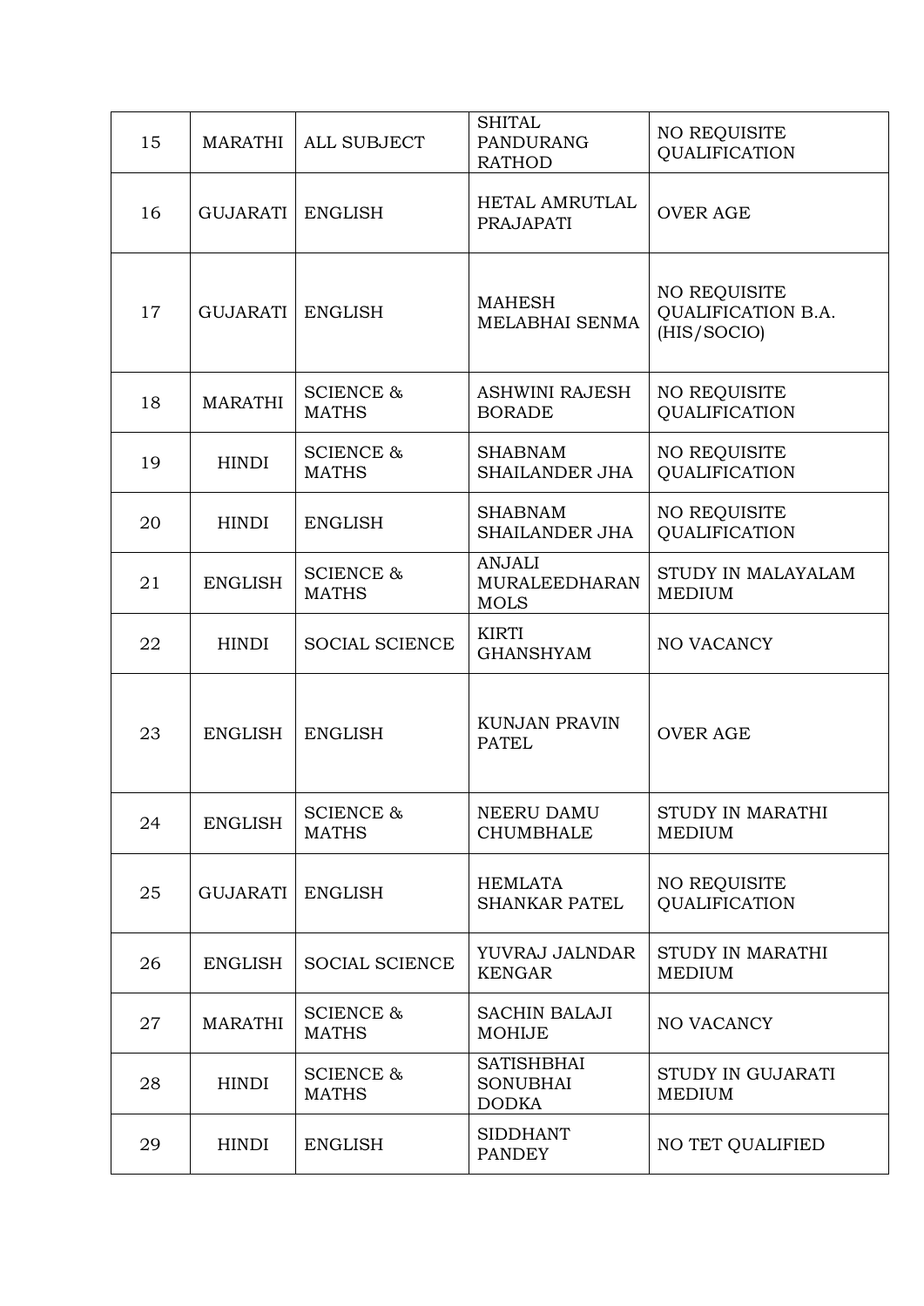| 15 | MARATHI | ALL SUBJECT | SHITAL PANDURANG RATHOD | NO REQUISITE QUALIFICATION |
|---|---|---|---|---|
| 16 | GUJARATI | ENGLISH | HETAL AMRUTLAL PRAJAPATI | OVER AGE |
| 17 | GUJARATI | ENGLISH | MAHESH MELABHAI SENMA | NO REQUISITE QUALIFICATION B.A. (HIS/SOCIO) |
| 18 | MARATHI | SCIENCE & MATHS | ASHWINI RAJESH BORADE | NO REQUISITE QUALIFICATION |
| 19 | HINDI | SCIENCE & MATHS | SHABNAM SHAILANDER JHA | NO REQUISITE QUALIFICATION |
| 20 | HINDI | ENGLISH | SHABNAM SHAILANDER JHA | NO REQUISITE QUALIFICATION |
| 21 | ENGLISH | SCIENCE & MATHS | ANJALI MURALEEDHARAN MOLS | STUDY IN MALAYALAM MEDIUM |
| 22 | HINDI | SOCIAL SCIENCE | KIRTI GHANSHYAM | NO VACANCY |
| 23 | ENGLISH | ENGLISH | KUNJAN PRAVIN PATEL | OVER AGE |
| 24 | ENGLISH | SCIENCE & MATHS | NEERU DAMU CHUMBHALE | STUDY IN MARATHI MEDIUM |
| 25 | GUJARATI | ENGLISH | HEMLATA SHANKAR PATEL | NO REQUISITE QUALIFICATION |
| 26 | ENGLISH | SOCIAL SCIENCE | YUVRAJ JALNDAR KENGAR | STUDY IN MARATHI MEDIUM |
| 27 | MARATHI | SCIENCE & MATHS | SACHIN BALAJI MOHIJE | NO VACANCY |
| 28 | HINDI | SCIENCE & MATHS | SATISHBHAI SONUBHAI DODKA | STUDY IN GUJARATI MEDIUM |
| 29 | HINDI | ENGLISH | SIDDHANT PANDEY | NO TET QUALIFIED |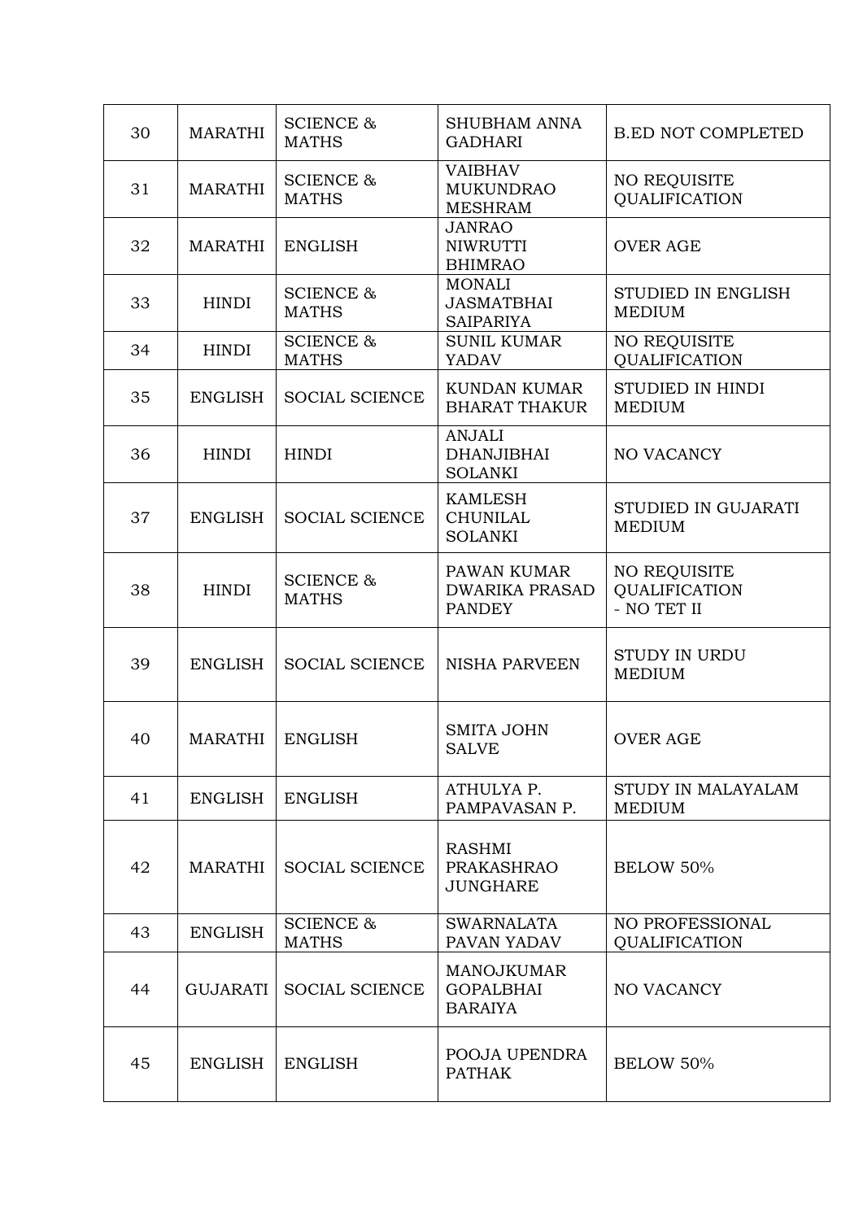| 30 | MARATHI | SCIENCE & MATHS | SHUBHAM ANNA GADHARI | B.ED NOT COMPLETED |
|---|---|---|---|---|
| 31 | MARATHI | SCIENCE & MATHS | VAIBHAV MUKUNDRAO MESHRAM | NO REQUISITE QUALIFICATION |
| 32 | MARATHI | ENGLISH | JANRAO NIWRUTTI BHIMRAO | OVER AGE |
| 33 | HINDI | SCIENCE & MATHS | MONALI JASMATBHAI SAIPARIYA | STUDIED IN ENGLISH MEDIUM |
| 34 | HINDI | SCIENCE & MATHS | SUNIL KUMAR YADAV | NO REQUISITE QUALIFICATION |
| 35 | ENGLISH | SOCIAL SCIENCE | KUNDAN KUMAR BHARAT THAKUR | STUDIED IN HINDI MEDIUM |
| 36 | HINDI | HINDI | ANJALI DHANJIBHAI SOLANKI | NO VACANCY |
| 37 | ENGLISH | SOCIAL SCIENCE | KAMLESH CHUNILAL SOLANKI | STUDIED IN GUJARATI MEDIUM |
| 38 | HINDI | SCIENCE & MATHS | PAWAN KUMAR DWARIKA PRASAD PANDEY | NO REQUISITE QUALIFICATION - NO TET II |
| 39 | ENGLISH | SOCIAL SCIENCE | NISHA PARVEEN | STUDY IN URDU MEDIUM |
| 40 | MARATHI | ENGLISH | SMITA JOHN SALVE | OVER AGE |
| 41 | ENGLISH | ENGLISH | ATHULYA P. PAMPAVASAN P. | STUDY IN MALAYALAM MEDIUM |
| 42 | MARATHI | SOCIAL SCIENCE | RASHMI PRAKASHRAO JUNGHARE | BELOW 50% |
| 43 | ENGLISH | SCIENCE & MATHS | SWARNALATA PAVAN YADAV | NO PROFESSIONAL QUALIFICATION |
| 44 | GUJARATI | SOCIAL SCIENCE | MANOJKUMAR GOPALBHAI BARAIYA | NO VACANCY |
| 45 | ENGLISH | ENGLISH | POOJA UPENDRA PATHAK | BELOW 50% |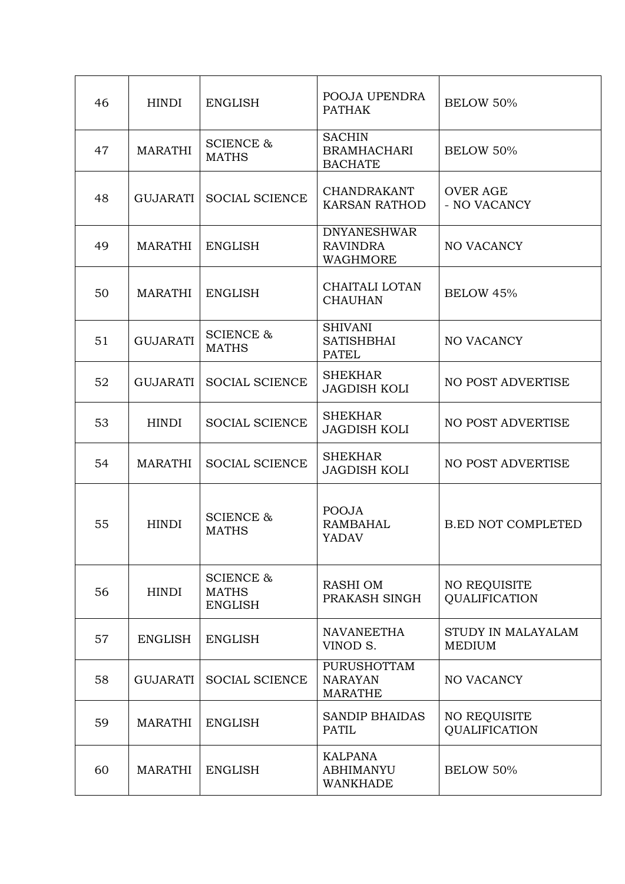| 46 | HINDI | ENGLISH | POOJA UPENDRA PATHAK | BELOW 50% |
|---|---|---|---|---|
| 47 | MARATHI | SCIENCE & MATHS | SACHIN BRAMHACHARI BACHATE | BELOW 50% |
| 48 | GUJARATI | SOCIAL SCIENCE | CHANDRAKANT KARSAN RATHOD | OVER AGE - NO VACANCY |
| 49 | MARATHI | ENGLISH | DNYANESHWAR RAVINDRA WAGHMORE | NO VACANCY |
| 50 | MARATHI | ENGLISH | CHAITALI LOTAN CHAUHAN | BELOW 45% |
| 51 | GUJARATI | SCIENCE & MATHS | SHIVANI SATISHBHAI PATEL | NO VACANCY |
| 52 | GUJARATI | SOCIAL SCIENCE | SHEKHAR JAGDISH KOLI | NO POST ADVERTISE |
| 53 | HINDI | SOCIAL SCIENCE | SHEKHAR JAGDISH KOLI | NO POST ADVERTISE |
| 54 | MARATHI | SOCIAL SCIENCE | SHEKHAR JAGDISH KOLI | NO POST ADVERTISE |
| 55 | HINDI | SCIENCE & MATHS | POOJA RAMBAHAL YADAV | B.ED NOT COMPLETED |
| 56 | HINDI | SCIENCE & MATHS ENGLISH | RASHI OM PRAKASH SINGH | NO REQUISITE QUALIFICATION |
| 57 | ENGLISH | ENGLISH | NAVANEETHA VINOD S. | STUDY IN MALAYALAM MEDIUM |
| 58 | GUJARATI | SOCIAL SCIENCE | PURUSHOTTAM NARAYAN MARATHE | NO VACANCY |
| 59 | MARATHI | ENGLISH | SANDIP BHAIDAS PATIL | NO REQUISITE QUALIFICATION |
| 60 | MARATHI | ENGLISH | KALPANA ABHIMANYU WANKHADE | BELOW 50% |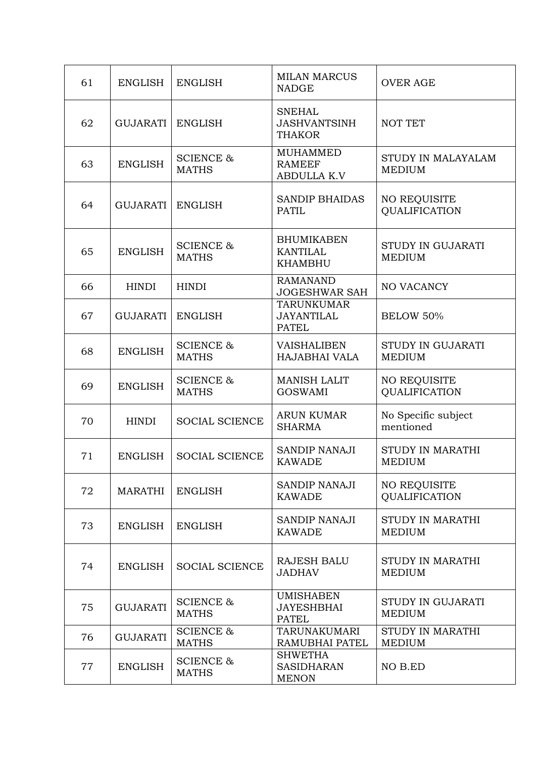| 61 | ENGLISH | ENGLISH | MILAN MARCUS NADGE | OVER AGE |
|---|---|---|---|---|
| 62 | GUJARATI | ENGLISH | SNEHAL JASHVANTSINH THAKOR | NOT TET |
| 63 | ENGLISH | SCIENCE & MATHS | MUHAMMED RAMEEF ABDULLA K.V | STUDY IN MALAYALAM MEDIUM |
| 64 | GUJARATI | ENGLISH | SANDIP BHAIDAS PATIL | NO REQUISITE QUALIFICATION |
| 65 | ENGLISH | SCIENCE & MATHS | BHUMIKABEN KANTILAL KHAMBHU | STUDY IN GUJARATI MEDIUM |
| 66 | HINDI | HINDI | RAMANAND JOGESHWAR SAH | NO VACANCY |
| 67 | GUJARATI | ENGLISH | TARUNKUMAR JAYANTILAL PATEL | BELOW 50% |
| 68 | ENGLISH | SCIENCE & MATHS | VAISHALIBEN HAJABHAI VALA | STUDY IN GUJARATI MEDIUM |
| 69 | ENGLISH | SCIENCE & MATHS | MANISH LALIT GOSWAMI | NO REQUISITE QUALIFICATION |
| 70 | HINDI | SOCIAL SCIENCE | ARUN KUMAR SHARMA | No Specific subject mentioned |
| 71 | ENGLISH | SOCIAL SCIENCE | SANDIP NANAJI KAWADE | STUDY IN MARATHI MEDIUM |
| 72 | MARATHI | ENGLISH | SANDIP NANAJI KAWADE | NO REQUISITE QUALIFICATION |
| 73 | ENGLISH | ENGLISH | SANDIP NANAJI KAWADE | STUDY IN MARATHI MEDIUM |
| 74 | ENGLISH | SOCIAL SCIENCE | RAJESH BALU JADHAV | STUDY IN MARATHI MEDIUM |
| 75 | GUJARATI | SCIENCE & MATHS | UMISHABEN JAYESHBHAI PATEL | STUDY IN GUJARATI MEDIUM |
| 76 | GUJARATI | SCIENCE & MATHS | TARUNAKUMARI RAMUBHAI PATEL | STUDY IN MARATHI MEDIUM |
| 77 | ENGLISH | SCIENCE & MATHS | SHWETHA SASIDHARAN MENON | NO B.ED |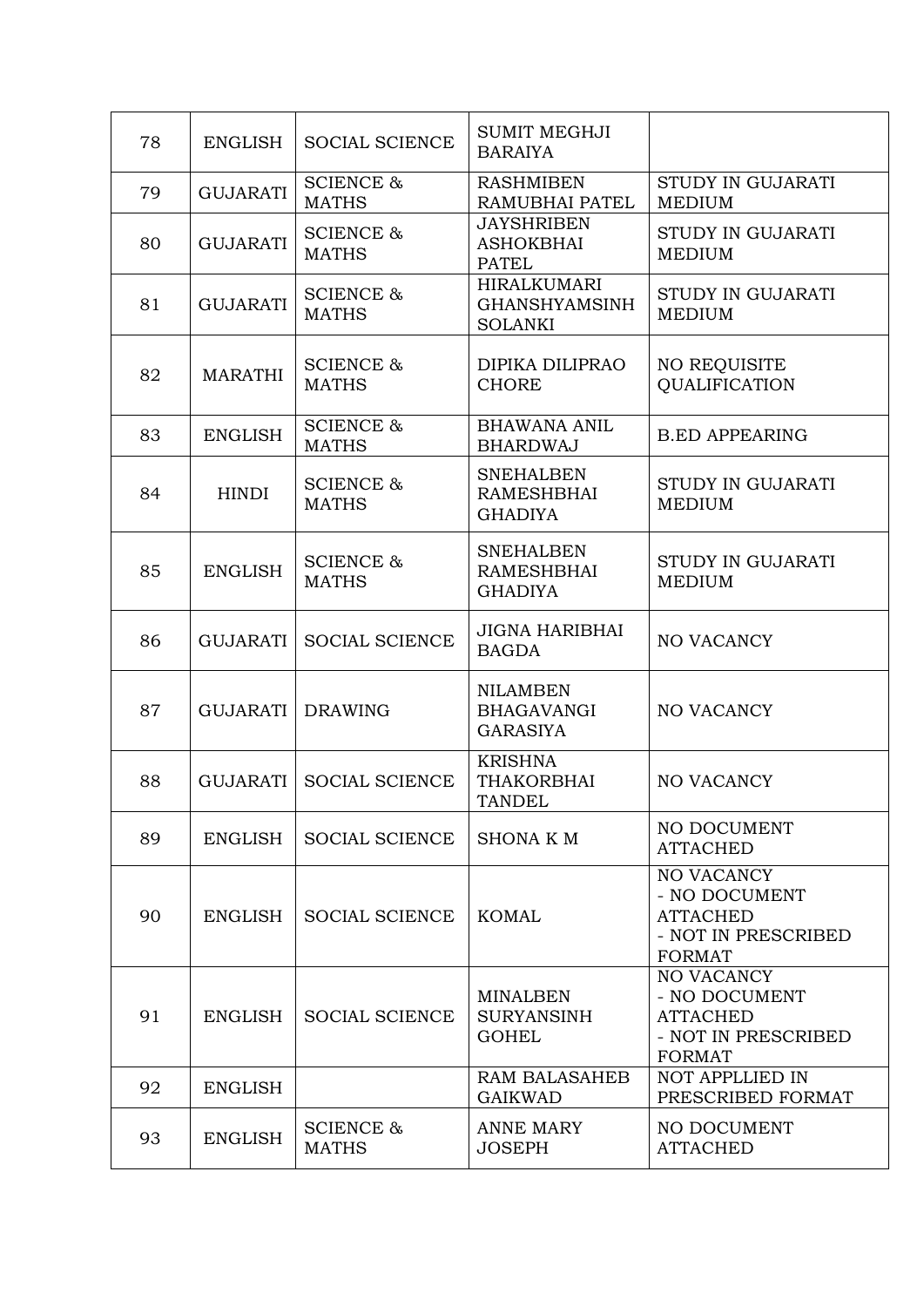| 78 | ENGLISH | SOCIAL SCIENCE | SUMIT MEGHJI BARAIYA | |
|---|---|---|---|---|
| 79 | GUJARATI | SCIENCE & MATHS | RASHMIBEN RAMUBHAI PATEL | STUDY IN GUJARATI MEDIUM |
| 80 | GUJARATI | SCIENCE & MATHS | JAYSHRIBEN ASHOKBHAI PATEL | STUDY IN GUJARATI MEDIUM |
| 81 | GUJARATI | SCIENCE & MATHS | HIRALKUMARI GHANSHYAMSINH SOLANKI | STUDY IN GUJARATI MEDIUM |
| 82 | MARATHI | SCIENCE & MATHS | DIPIKA DILIPRAO CHORE | NO REQUISITE QUALIFICATION |
| 83 | ENGLISH | SCIENCE & MATHS | BHAWANA ANIL BHARDWAJ | B.ED APPEARING |
| 84 | HINDI | SCIENCE & MATHS | SNEHALBEN RAMESHBHAI GHADIYA | STUDY IN GUJARATI MEDIUM |
| 85 | ENGLISH | SCIENCE & MATHS | SNEHALBEN RAMESHBHAI GHADIYA | STUDY IN GUJARATI MEDIUM |
| 86 | GUJARATI | SOCIAL SCIENCE | JIGNA HARIBHAI BAGDA | NO VACANCY |
| 87 | GUJARATI | DRAWING | NILAMBEN BHAGAVANGI GARASIYA | NO VACANCY |
| 88 | GUJARATI | SOCIAL SCIENCE | KRISHNA THAKORBHAI TANDEL | NO VACANCY |
| 89 | ENGLISH | SOCIAL SCIENCE | SHONA K M | NO DOCUMENT ATTACHED |
| 90 | ENGLISH | SOCIAL SCIENCE | KOMAL | NO VACANCY - NO DOCUMENT ATTACHED - NOT IN PRESCRIBED FORMAT |
| 91 | ENGLISH | SOCIAL SCIENCE | MINALBEN SURYANSINH GOHEL | NO VACANCY - NO DOCUMENT ATTACHED - NOT IN PRESCRIBED FORMAT |
| 92 | ENGLISH | | RAM BALASAHEB GAIKWAD | NOT APPLLIED IN PRESCRIBED FORMAT |
| 93 | ENGLISH | SCIENCE & MATHS | ANNE MARY JOSEPH | NO DOCUMENT ATTACHED |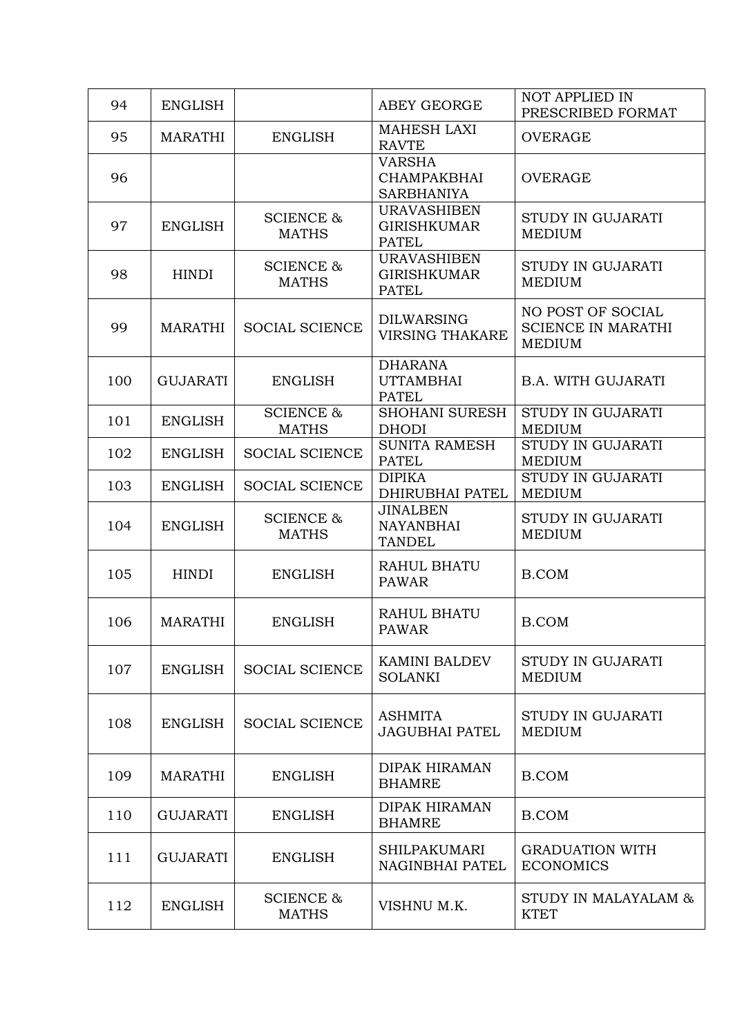| 94 | ENGLISH | | ABEY GEORGE | NOT APPLIED IN PRESCRIBED FORMAT |
|---|---|---|---|---|
| 95 | MARATHI | ENGLISH | MAHESH LAXI RAVTE | OVERAGE |
| 96 | | | VARSHA CHAMPAKBHAI SARBHANIYA | OVERAGE |
| 97 | ENGLISH | SCIENCE & MATHS | URAVASHIBEN GIRISHKUMAR PATEL | STUDY IN GUJARATI MEDIUM |
| 98 | HINDI | SCIENCE & MATHS | URAVASHIBEN GIRISHKUMAR PATEL | STUDY IN GUJARATI MEDIUM |
| 99 | MARATHI | SOCIAL SCIENCE | DILWARSING VIRSING THAKARE | NO POST OF SOCIAL SCIENCE IN MARATHI MEDIUM |
| 100 | GUJARATI | ENGLISH | DHARANA UTTAMBHAI PATEL | B.A. WITH GUJARATI |
| 101 | ENGLISH | SCIENCE & MATHS | SHOHANI SURESH DHODI | STUDY IN GUJARATI MEDIUM |
| 102 | ENGLISH | SOCIAL SCIENCE | SUNITA RAMESH PATEL | STUDY IN GUJARATI MEDIUM |
| 103 | ENGLISH | SOCIAL SCIENCE | DIPIKA DHIRUBHAI PATEL | STUDY IN GUJARATI MEDIUM |
| 104 | ENGLISH | SCIENCE & MATHS | JINALBEN NAYANBHAI TANDEL | STUDY IN GUJARATI MEDIUM |
| 105 | HINDI | ENGLISH | RAHUL BHATU PAWAR | B.COM |
| 106 | MARATHI | ENGLISH | RAHUL BHATU PAWAR | B.COM |
| 107 | ENGLISH | SOCIAL SCIENCE | KAMINI BALDEV SOLANKI | STUDY IN GUJARATI MEDIUM |
| 108 | ENGLISH | SOCIAL SCIENCE | ASHMITA JAGUBHAI PATEL | STUDY IN GUJARATI MEDIUM |
| 109 | MARATHI | ENGLISH | DIPAK HIRAMAN BHAMRE | B.COM |
| 110 | GUJARATI | ENGLISH | DIPAK HIRAMAN BHAMRE | B.COM |
| 111 | GUJARATI | ENGLISH | SHILPAKUMARI NAGINBHAI PATEL | GRADUATION WITH ECONOMICS |
| 112 | ENGLISH | SCIENCE & MATHS | VISHNU M.K. | STUDY IN MALAYALAM & KTET |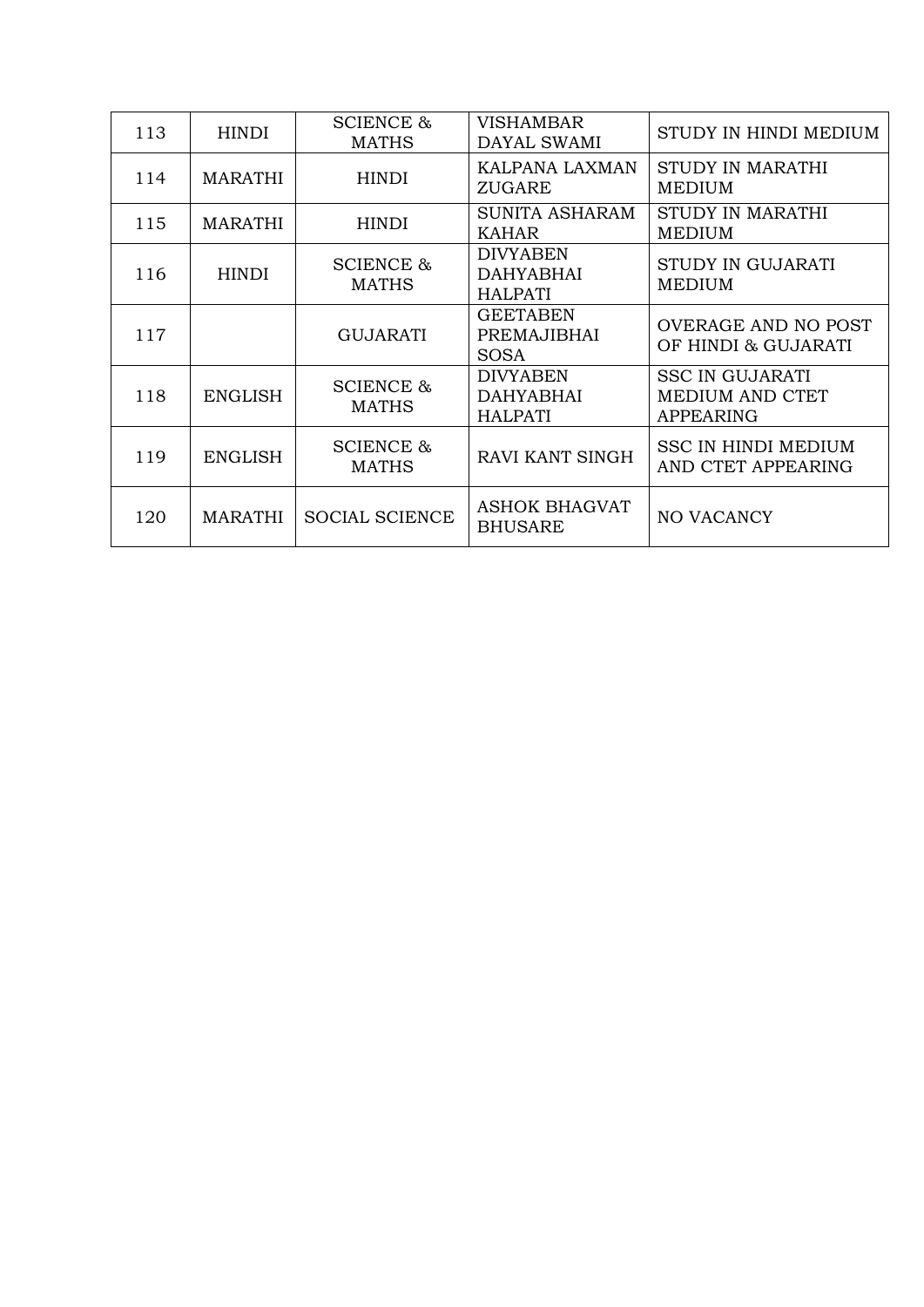| | | | | |
|---|---|---|---|---|
| 113 | HINDI | SCIENCE & MATHS | VISHAMBAR DAYAL SWAMI | STUDY IN HINDI MEDIUM |
| 114 | MARATHI | HINDI | KALPANA LAXMAN ZUGARE | STUDY IN MARATHI MEDIUM |
| 115 | MARATHI | HINDI | SUNITA ASHARAM KAHAR | STUDY IN MARATHI MEDIUM |
| 116 | HINDI | SCIENCE & MATHS | DIVYABEN DAHYABHAI HALPATI | STUDY IN GUJARATI MEDIUM |
| 117 | | GUJARATI | GEETABEN PREMAJIBHAI SOSA | OVERAGE AND NO POST OF HINDI & GUJARATI |
| 118 | ENGLISH | SCIENCE & MATHS | DIVYABEN DAHYABHAI HALPATI | SSC IN GUJARATI MEDIUM AND CTET APPEARING |
| 119 | ENGLISH | SCIENCE & MATHS | RAVI KANT SINGH | SSC IN HINDI MEDIUM AND CTET APPEARING |
| 120 | MARATHI | SOCIAL SCIENCE | ASHOK BHAGVAT BHUSARE | NO VACANCY |